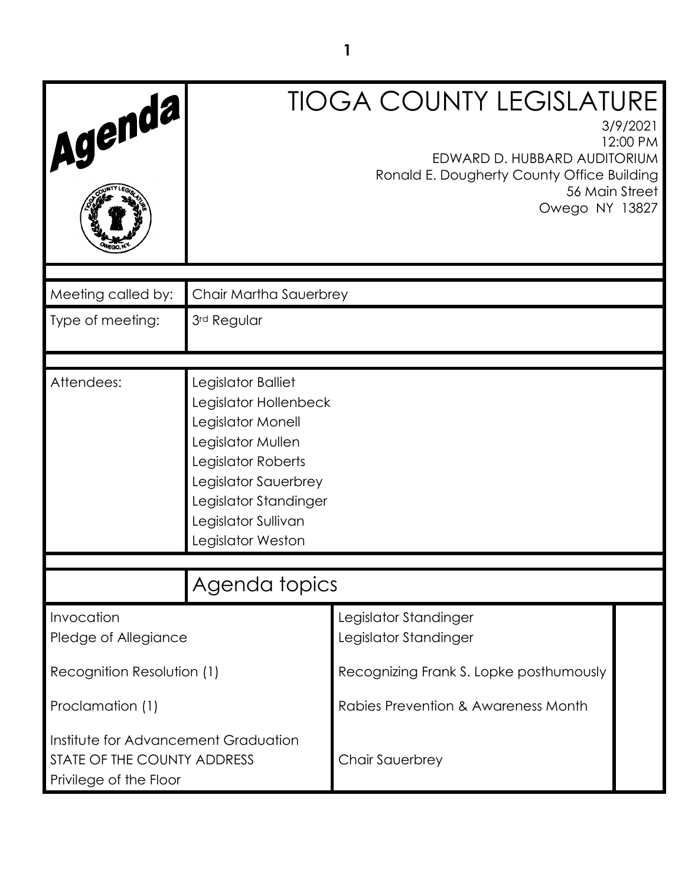# Agenda

# TIOGA COUNTY LEGISLATURE

3/9/2021
12:00 PM
EDWARD D. HUBBARD AUDITORIUM
Ronald E. Dougherty County Office Building
56 Main Street
Owego NY 13827

| | |
|---|---|
| Meeting called by: | Chair Martha Sauerbrey |
| Type of meeting: | 3rd Regular |
| Attendees: | Legislator Balliet<br>Legislator Hollenbeck<br>Legislator Monell<br>Legislator Mullen<br>Legislator Roberts<br>Legislator Sauerbrey<br>Legislator Standinger<br>Legislator Sullivan<br>Legislator Weston |

## Agenda topics

| | | |
|---|---|---|
| Invocation | Legislator Standinger | |
| Pledge of Allegiance | Legislator Standinger | |
| Recognition Resolution (1) | Recognizing Frank S. Lopke posthumously | |
| Proclamation (1) | Rabies Prevention & Awareness Month | |
| Institute for Advancement Graduation<br>STATE OF THE COUNTY ADDRESS<br>Privilege of the Floor | Chair Sauerbrey | |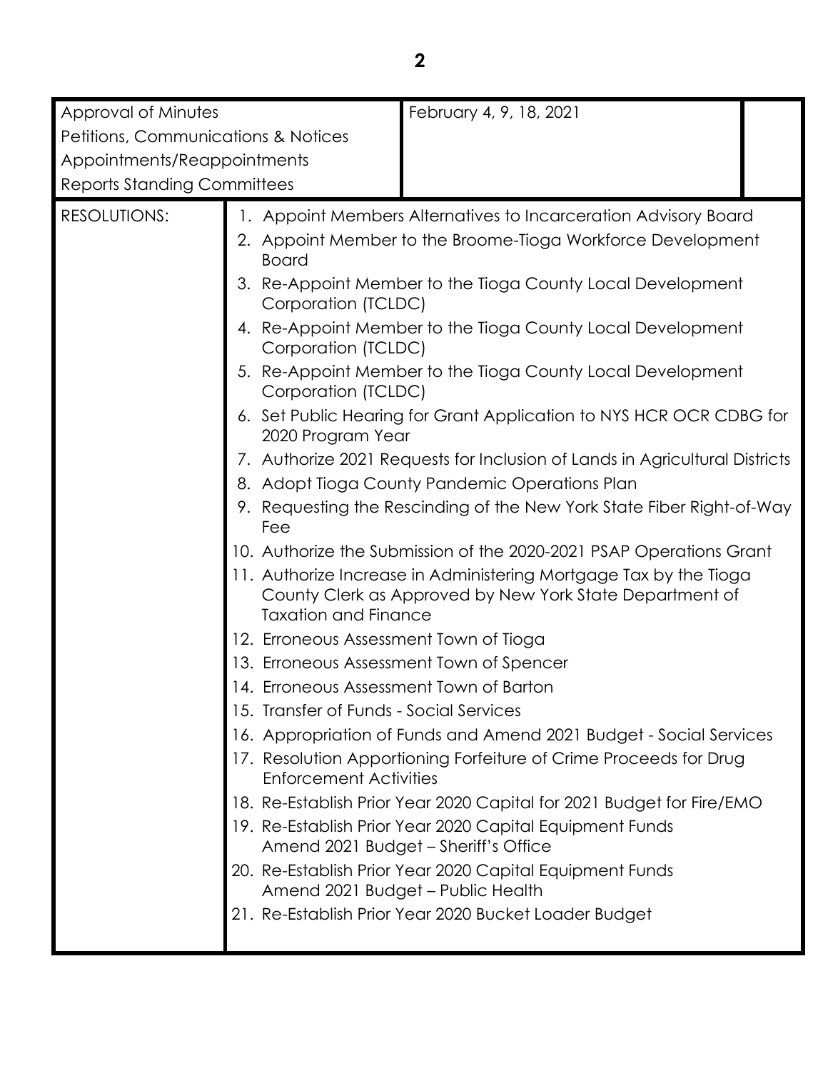| Approval of Minutes<br>Petitions, Communications & Notices<br>Appointments/Reappointments<br>Reports Standing Committees | February 4, 9, 18, 2021 | |
|---|---|---|
| RESOLUTIONS: | 1. Appoint Members Alternatives to Incarceration Advisory Board<br>2. Appoint Member to the Broome-Tioga Workforce Development Board<br>3. Re-Appoint Member to the Tioga County Local Development Corporation (TCLDC)<br>4. Re-Appoint Member to the Tioga County Local Development Corporation (TCLDC)<br>5. Re-Appoint Member to the Tioga County Local Development Corporation (TCLDC)<br>6. Set Public Hearing for Grant Application to NYS HCR OCR CDBG for 2020 Program Year<br>7. Authorize 2021 Requests for Inclusion of Lands in Agricultural Districts<br>8. Adopt Tioga County Pandemic Operations Plan<br>9. Requesting the Rescinding of the New York State Fiber Right-of-Way Fee<br>10. Authorize the Submission of the 2020-2021 PSAP Operations Grant<br>11. Authorize Increase in Administering Mortgage Tax by the Tioga County Clerk as Approved by New York State Department of Taxation and Finance<br>12. Erroneous Assessment Town of Tioga<br>13. Erroneous Assessment Town of Spencer<br>14. Erroneous Assessment Town of Barton<br>15. Transfer of Funds - Social Services<br>16. Appropriation of Funds and Amend 2021 Budget - Social Services<br>17. Resolution Apportioning Forfeiture of Crime Proceeds for Drug Enforcement Activities<br>18. Re-Establish Prior Year 2020 Capital for 2021 Budget for Fire/EMO<br>19. Re-Establish Prior Year 2020 Capital Equipment Funds Amend 2021 Budget – Sheriff's Office<br>20. Re-Establish Prior Year 2020 Capital Equipment Funds Amend 2021 Budget – Public Health<br>21. Re-Establish Prior Year 2020 Bucket Loader Budget | |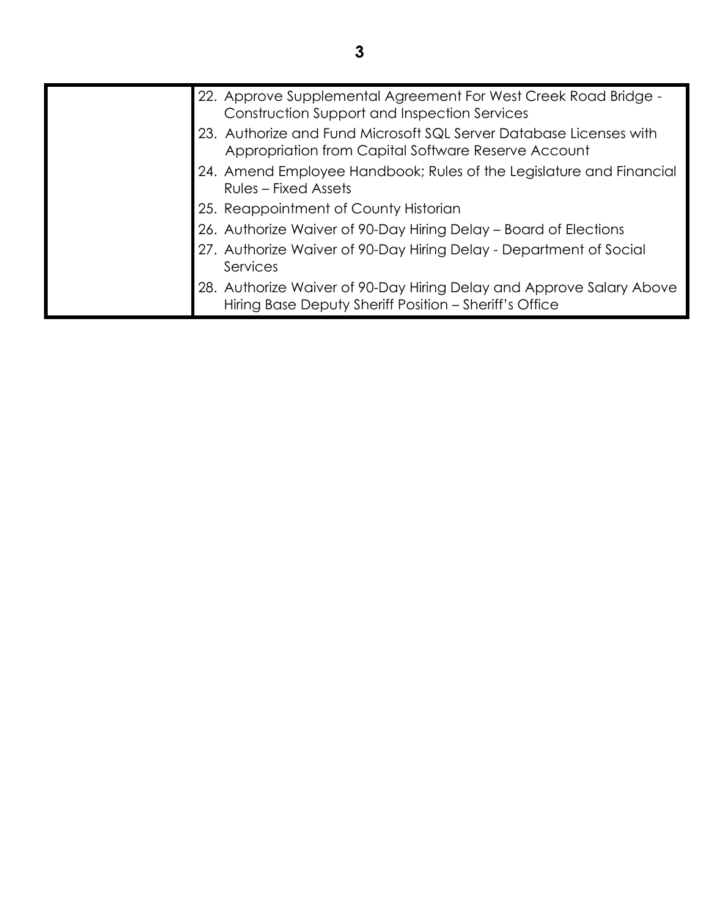| | |
|---|---|
| | 22. Approve Supplemental Agreement For West Creek Road Bridge - Construction Support and Inspection Services |
| | 23. Authorize and Fund Microsoft SQL Server Database Licenses with Appropriation from Capital Software Reserve Account |
| | 24. Amend Employee Handbook; Rules of the Legislature and Financial Rules – Fixed Assets |
| | 25. Reappointment of County Historian |
| | 26. Authorize Waiver of 90-Day Hiring Delay – Board of Elections |
| | 27. Authorize Waiver of 90-Day Hiring Delay - Department of Social Services |
| | 28. Authorize Waiver of 90-Day Hiring Delay and Approve Salary Above Hiring Base Deputy Sheriff Position – Sheriff's Office |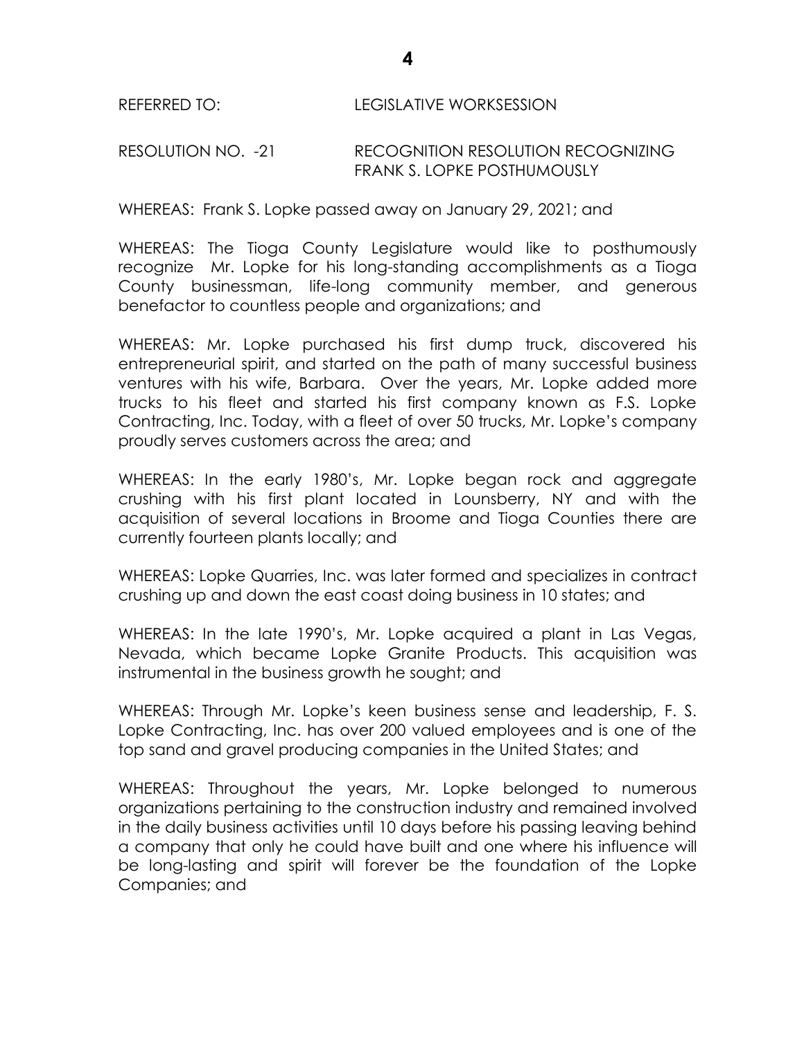REFERRED TO: LEGISLATIVE WORKSESSION

RESOLUTION NO. -21 RECOGNITION RESOLUTION RECOGNIZING FRANK S. LOPKE POSTHUMOUSLY

WHEREAS: Frank S. Lopke passed away on January 29, 2021; and

WHEREAS: The Tioga County Legislature would like to posthumously recognize Mr. Lopke for his long-standing accomplishments as a Tioga County businessman, life-long community member, and generous benefactor to countless people and organizations; and

WHEREAS: Mr. Lopke purchased his first dump truck, discovered his entrepreneurial spirit, and started on the path of many successful business ventures with his wife, Barbara. Over the years, Mr. Lopke added more trucks to his fleet and started his first company known as F.S. Lopke Contracting, Inc. Today, with a fleet of over 50 trucks, Mr. Lopke's company proudly serves customers across the area; and

WHEREAS: In the early 1980's, Mr. Lopke began rock and aggregate crushing with his first plant located in Lounsberry, NY and with the acquisition of several locations in Broome and Tioga Counties there are currently fourteen plants locally; and

WHEREAS: Lopke Quarries, Inc. was later formed and specializes in contract crushing up and down the east coast doing business in 10 states; and

WHEREAS: In the late 1990's, Mr. Lopke acquired a plant in Las Vegas, Nevada, which became Lopke Granite Products. This acquisition was instrumental in the business growth he sought; and

WHEREAS: Through Mr. Lopke's keen business sense and leadership, F. S. Lopke Contracting, Inc. has over 200 valued employees and is one of the top sand and gravel producing companies in the United States; and

WHEREAS: Throughout the years, Mr. Lopke belonged to numerous organizations pertaining to the construction industry and remained involved in the daily business activities until 10 days before his passing leaving behind a company that only he could have built and one where his influence will be long-lasting and spirit will forever be the foundation of the Lopke Companies; and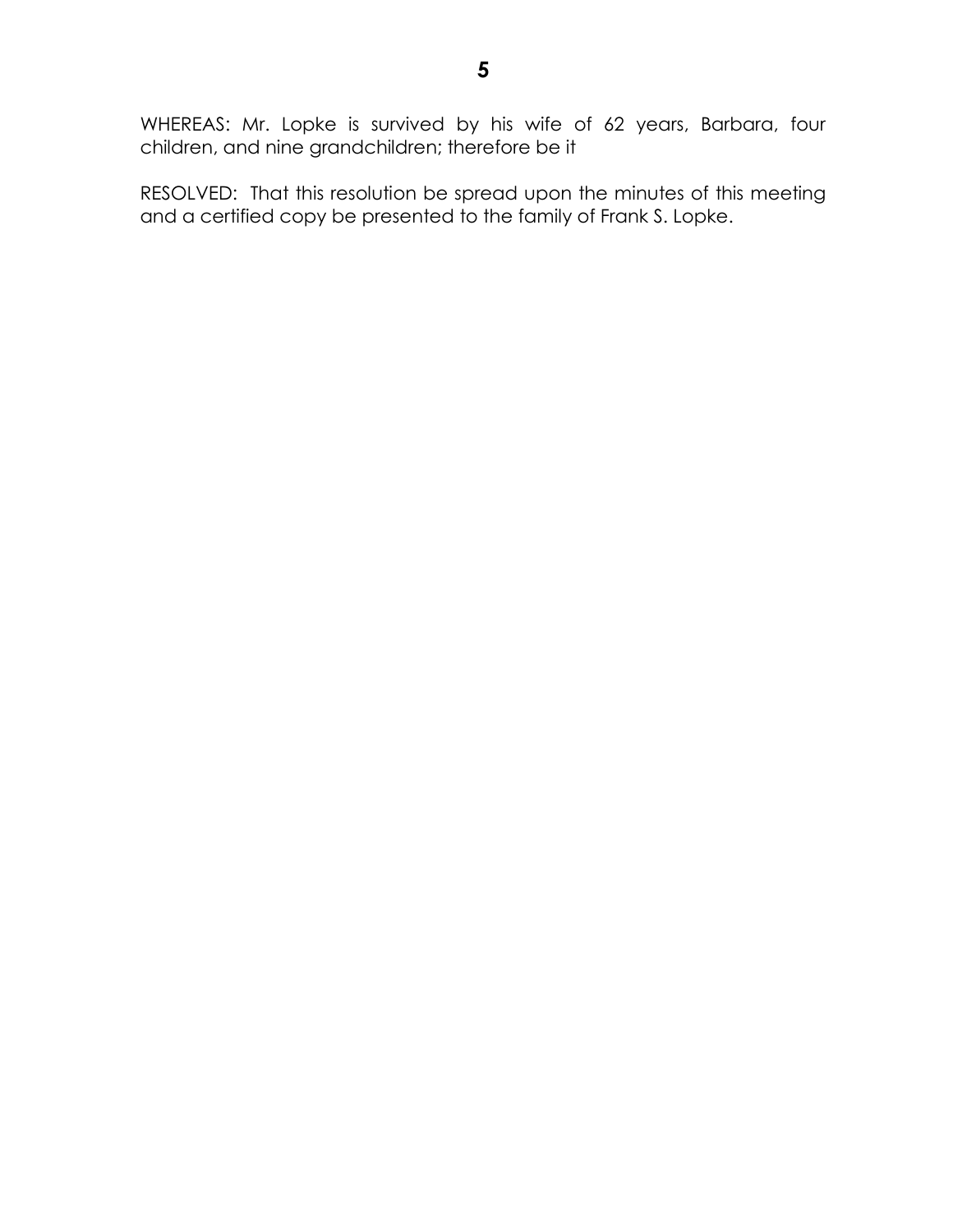WHEREAS: Mr. Lopke is survived by his wife of 62 years, Barbara, four children, and nine grandchildren; therefore be it

RESOLVED: That this resolution be spread upon the minutes of this meeting and a certified copy be presented to the family of Frank S. Lopke.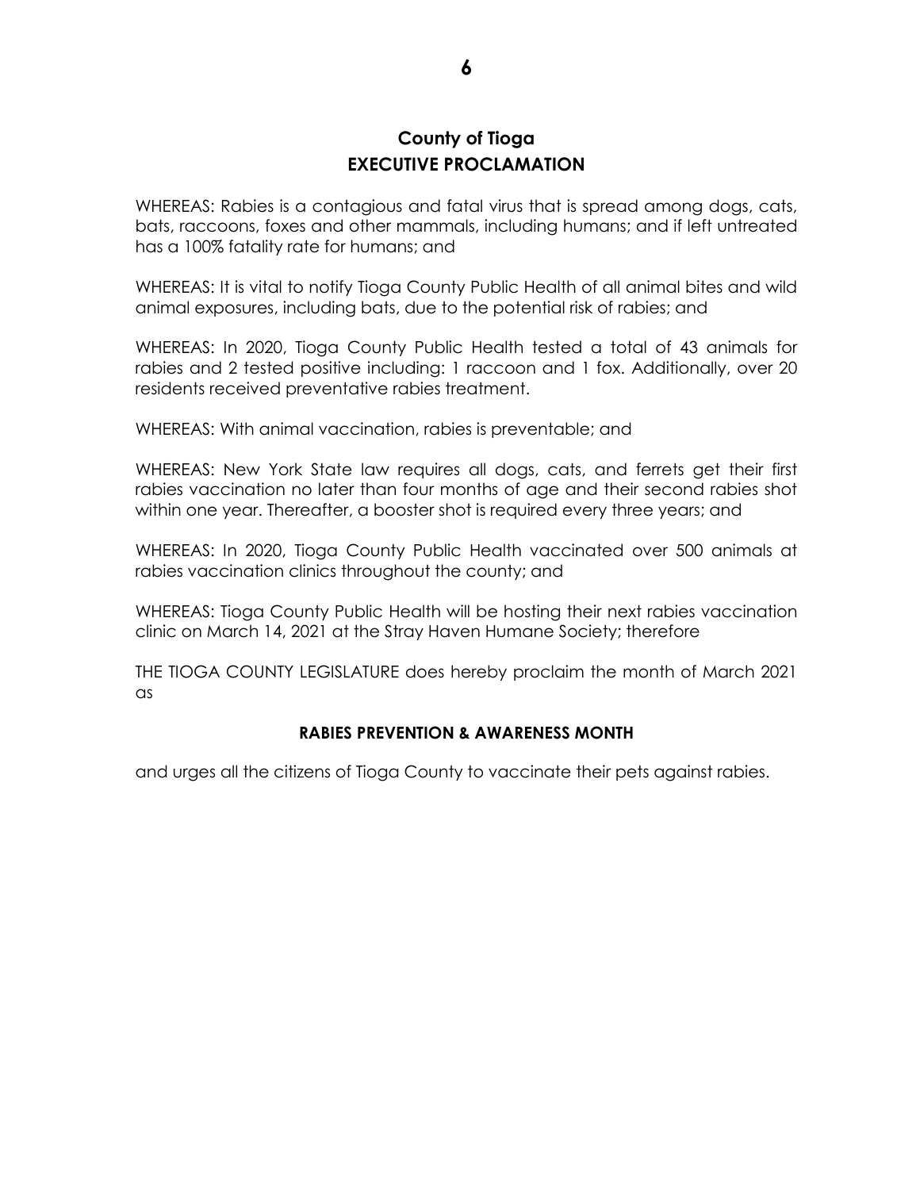# County of Tioga
## EXECUTIVE PROCLAMATION

WHEREAS: Rabies is a contagious and fatal virus that is spread among dogs, cats, bats, raccoons, foxes and other mammals, including humans; and if left untreated has a 100% fatality rate for humans; and

WHEREAS: It is vital to notify Tioga County Public Health of all animal bites and wild animal exposures, including bats, due to the potential risk of rabies; and

WHEREAS: In 2020, Tioga County Public Health tested a total of 43 animals for rabies and 2 tested positive including: 1 raccoon and 1 fox. Additionally, over 20 residents received preventative rabies treatment.

WHEREAS: With animal vaccination, rabies is preventable; and

WHEREAS: New York State law requires all dogs, cats, and ferrets get their first rabies vaccination no later than four months of age and their second rabies shot within one year. Thereafter, a booster shot is required every three years; and

WHEREAS: In 2020, Tioga County Public Health vaccinated over 500 animals at rabies vaccination clinics throughout the county; and

WHEREAS: Tioga County Public Health will be hosting their next rabies vaccination clinic on March 14, 2021 at the Stray Haven Humane Society; therefore

THE TIOGA COUNTY LEGISLATURE does hereby proclaim the month of March 2021 as

**RABIES PREVENTION & AWARENESS MONTH**

and urges all the citizens of Tioga County to vaccinate their pets against rabies.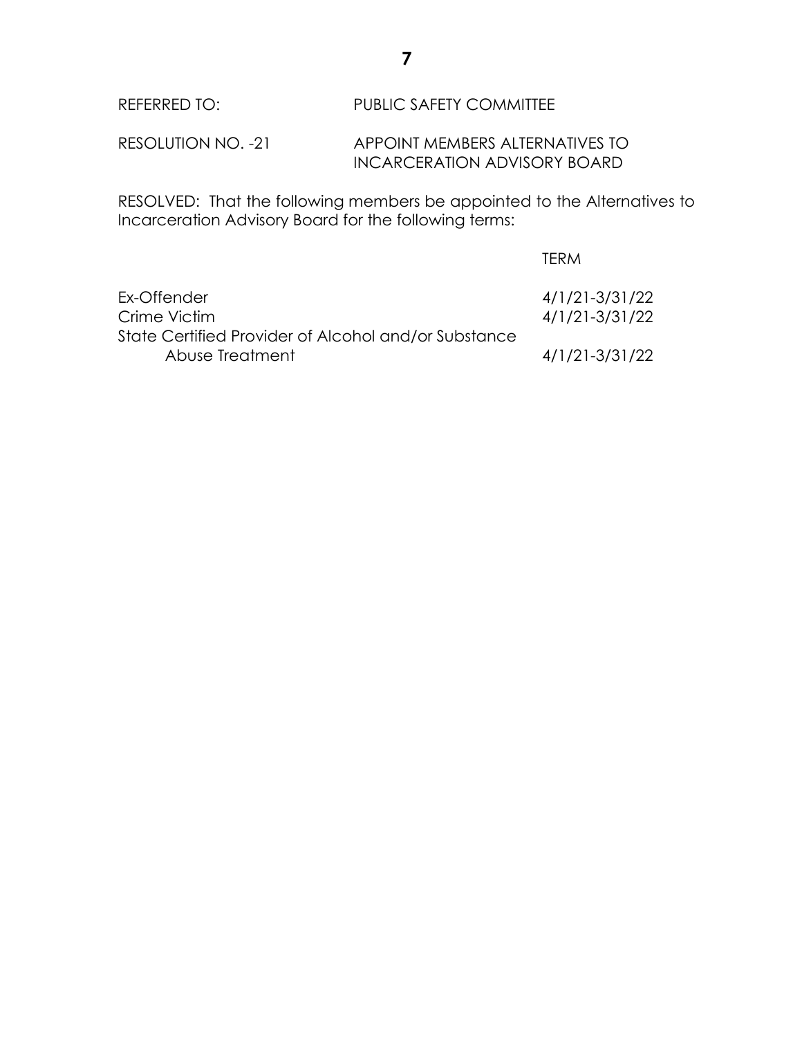REFERRED TO: PUBLIC SAFETY COMMITTEE

RESOLUTION NO. -21 APPOINT MEMBERS ALTERNATIVES TO INCARCERATION ADVISORY BOARD

RESOLVED: That the following members be appointed to the Alternatives to Incarceration Advisory Board for the following terms:

| | TERM |
|---|---|
| Ex-Offender | 4/1/21-3/31/22 |
| Crime Victim | 4/1/21-3/31/22 |
| State Certified Provider of Alcohol and/or Substance Abuse Treatment | 4/1/21-3/31/22 |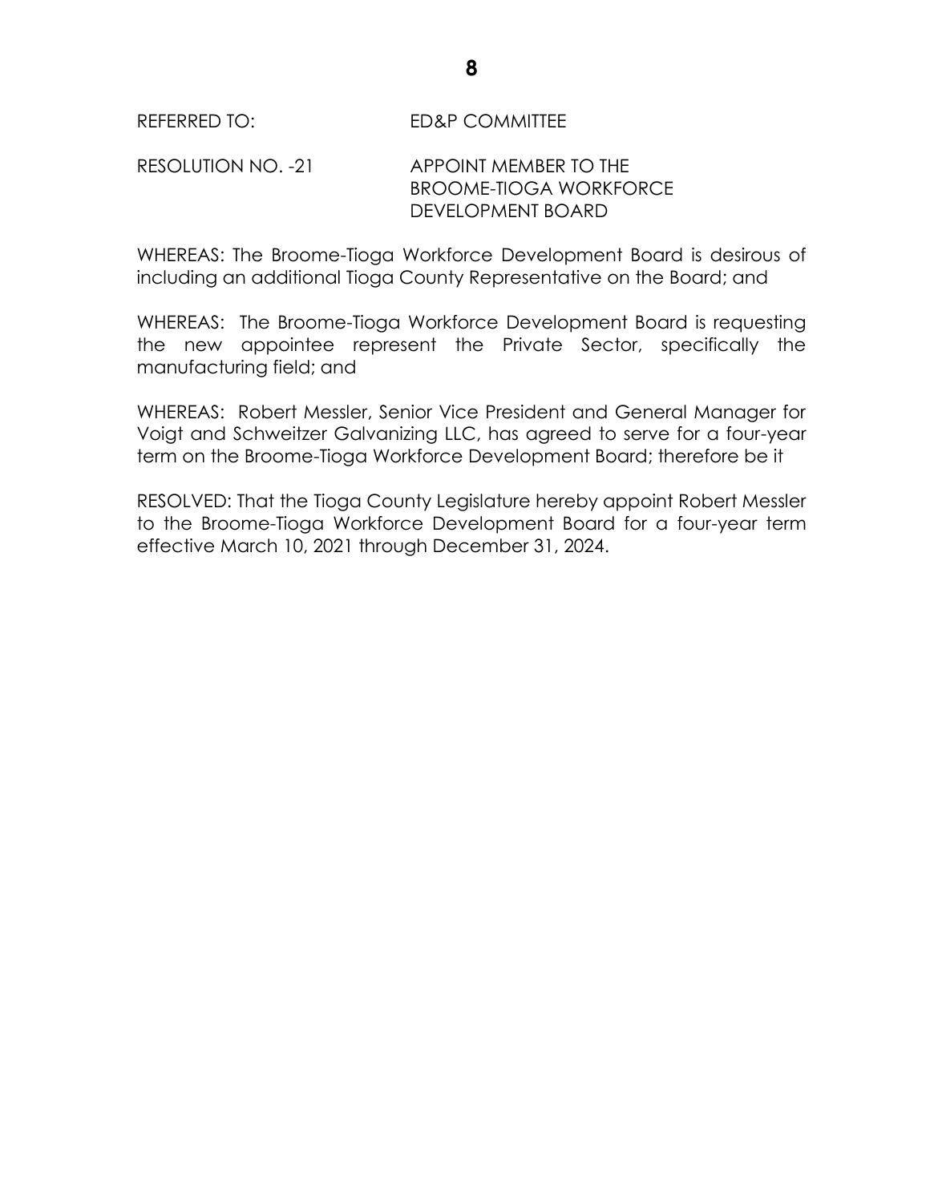REFERRED TO: ED&P COMMITTEE

RESOLUTION NO. -21 APPOINT MEMBER TO THE BROOME-TIOGA WORKFORCE DEVELOPMENT BOARD

WHEREAS: The Broome-Tioga Workforce Development Board is desirous of including an additional Tioga County Representative on the Board; and

WHEREAS: The Broome-Tioga Workforce Development Board is requesting the new appointee represent the Private Sector, specifically the manufacturing field; and

WHEREAS: Robert Messler, Senior Vice President and General Manager for Voigt and Schweitzer Galvanizing LLC, has agreed to serve for a four-year term on the Broome-Tioga Workforce Development Board; therefore be it

RESOLVED: That the Tioga County Legislature hereby appoint Robert Messler to the Broome-Tioga Workforce Development Board for a four-year term effective March 10, 2021 through December 31, 2024.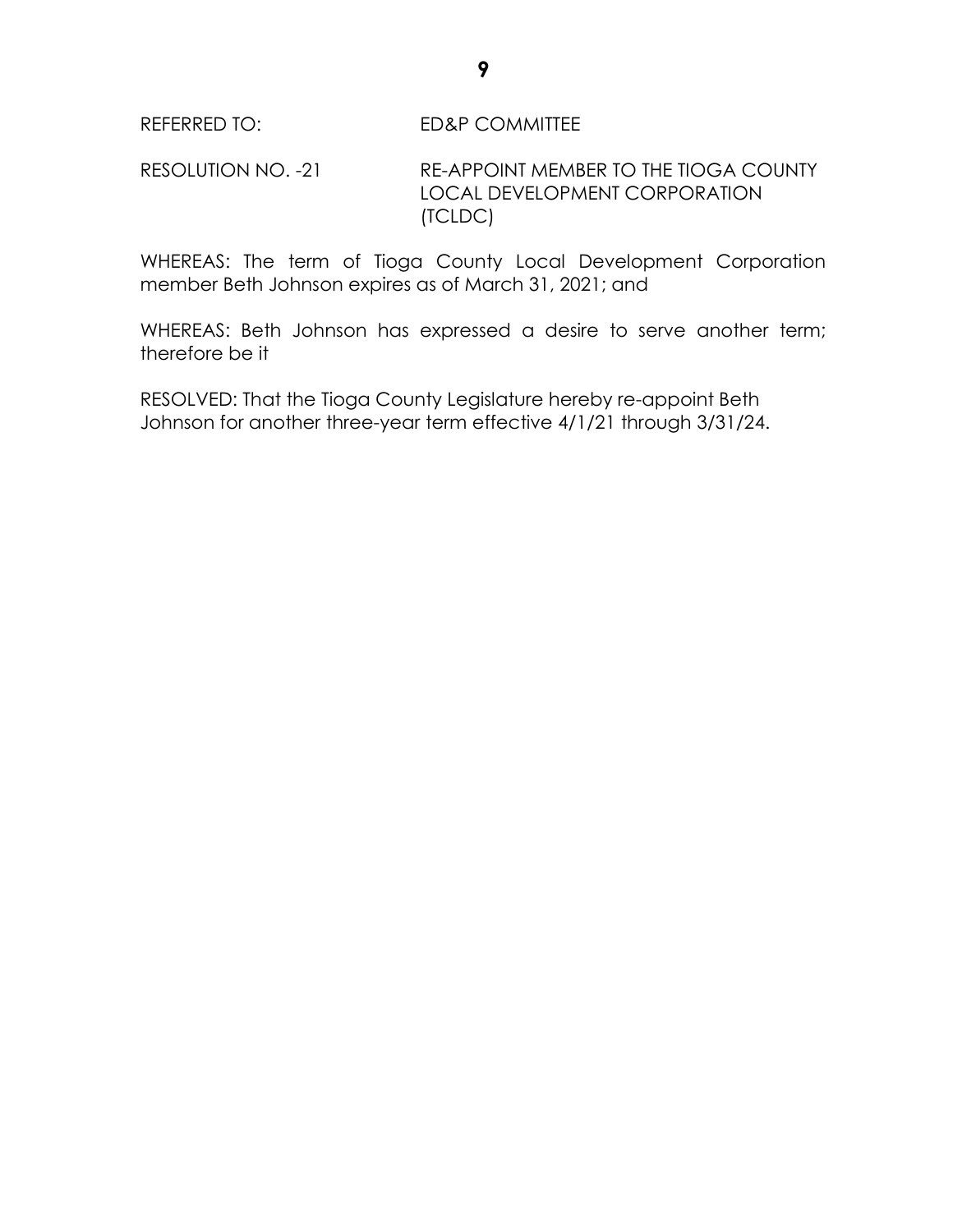REFERRED TO: ED&P COMMITTEE

RESOLUTION NO. -21 RE-APPOINT MEMBER TO THE TIOGA COUNTY LOCAL DEVELOPMENT CORPORATION (TCLDC)

WHEREAS: The term of Tioga County Local Development Corporation member Beth Johnson expires as of March 31, 2021; and

WHEREAS: Beth Johnson has expressed a desire to serve another term; therefore be it

RESOLVED: That the Tioga County Legislature hereby re-appoint Beth Johnson for another three-year term effective 4/1/21 through 3/31/24.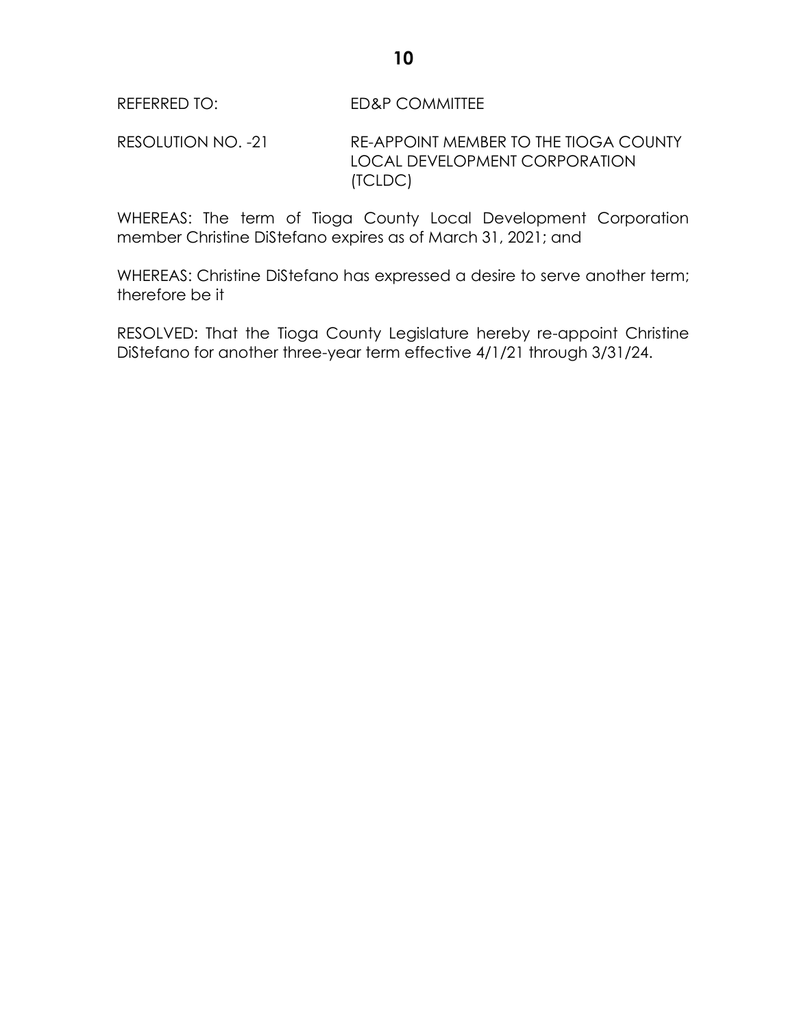REFERRED TO: ED&P COMMITTEE

RESOLUTION NO. -21 RE-APPOINT MEMBER TO THE TIOGA COUNTY LOCAL DEVELOPMENT CORPORATION (TCLDC)

WHEREAS: The term of Tioga County Local Development Corporation member Christine DiStefano expires as of March 31, 2021; and

WHEREAS: Christine DiStefano has expressed a desire to serve another term; therefore be it

RESOLVED: That the Tioga County Legislature hereby re-appoint Christine DiStefano for another three-year term effective 4/1/21 through 3/31/24.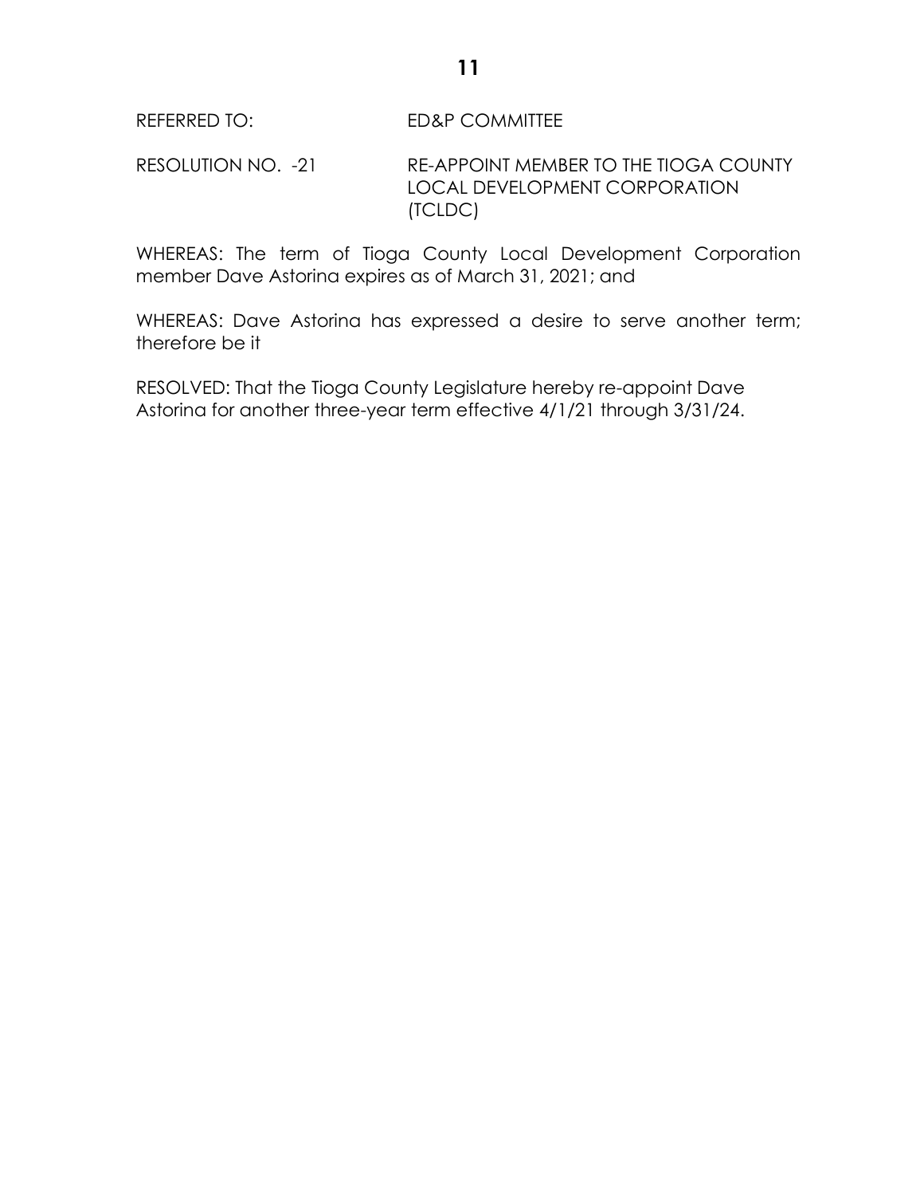REFERRED TO: ED&P COMMITTEE

RESOLUTION NO. -21 RE-APPOINT MEMBER TO THE TIOGA COUNTY LOCAL DEVELOPMENT CORPORATION (TCLDC)

WHEREAS: The term of Tioga County Local Development Corporation member Dave Astorina expires as of March 31, 2021; and

WHEREAS: Dave Astorina has expressed a desire to serve another term; therefore be it

RESOLVED: That the Tioga County Legislature hereby re-appoint Dave Astorina for another three-year term effective 4/1/21 through 3/31/24.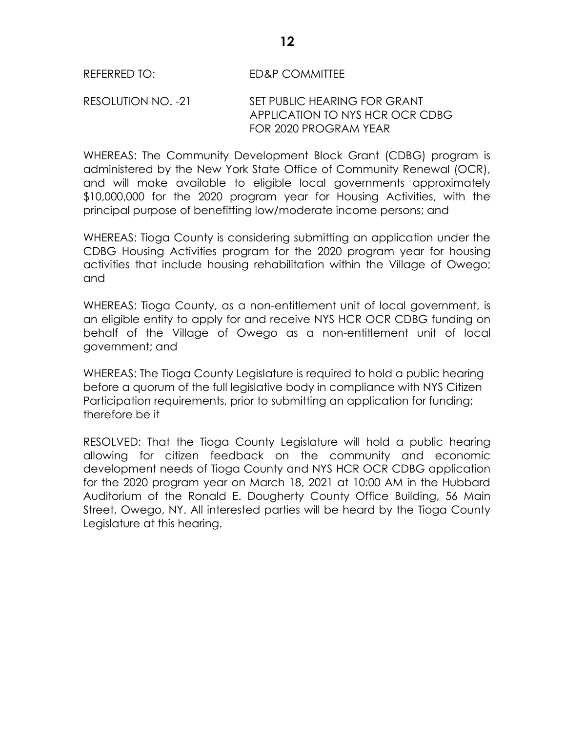REFERRED TO: ED&P COMMITTEE

RESOLUTION NO. -21 SET PUBLIC HEARING FOR GRANT APPLICATION TO NYS HCR OCR CDBG FOR 2020 PROGRAM YEAR

WHEREAS: The Community Development Block Grant (CDBG) program is administered by the New York State Office of Community Renewal (OCR), and will make available to eligible local governments approximately $10,000,000 for the 2020 program year for Housing Activities, with the principal purpose of benefitting low/moderate income persons; and

WHEREAS: Tioga County is considering submitting an application under the CDBG Housing Activities program for the 2020 program year for housing activities that include housing rehabilitation within the Village of Owego; and

WHEREAS: Tioga County, as a non-entitlement unit of local government, is an eligible entity to apply for and receive NYS HCR OCR CDBG funding on behalf of the Village of Owego as a non-entitlement unit of local government; and

WHEREAS: The Tioga County Legislature is required to hold a public hearing before a quorum of the full legislative body in compliance with NYS Citizen Participation requirements, prior to submitting an application for funding; therefore be it

RESOLVED: That the Tioga County Legislature will hold a public hearing allowing for citizen feedback on the community and economic development needs of Tioga County and NYS HCR OCR CDBG application for the 2020 program year on March 18, 2021 at 10:00 AM in the Hubbard Auditorium of the Ronald E. Dougherty County Office Building, 56 Main Street, Owego, NY. All interested parties will be heard by the Tioga County Legislature at this hearing.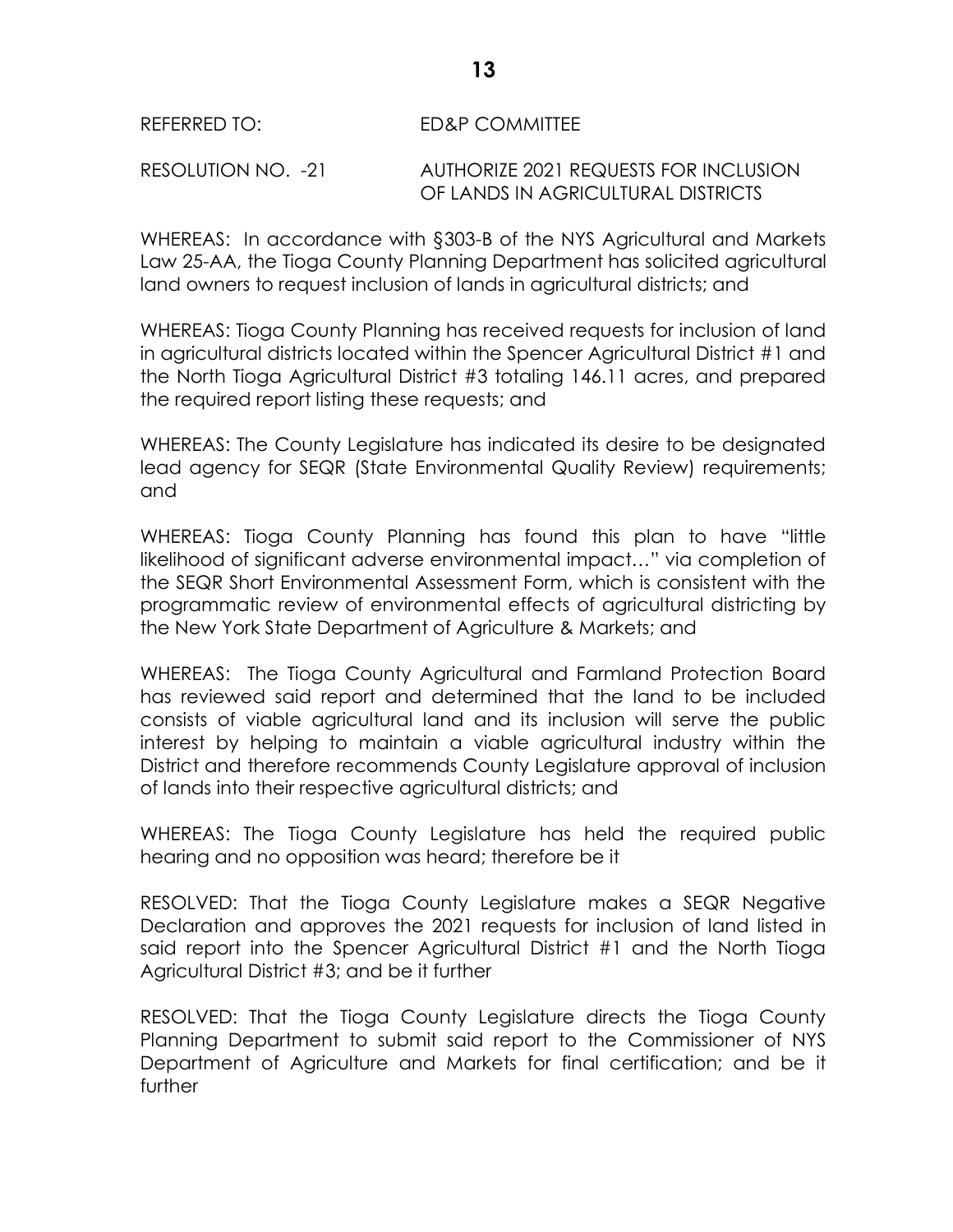REFERRED TO: ED&P COMMITTEE

RESOLUTION NO. -21 AUTHORIZE 2021 REQUESTS FOR INCLUSION OF LANDS IN AGRICULTURAL DISTRICTS

WHEREAS: In accordance with §303-B of the NYS Agricultural and Markets Law 25-AA, the Tioga County Planning Department has solicited agricultural land owners to request inclusion of lands in agricultural districts; and

WHEREAS: Tioga County Planning has received requests for inclusion of land in agricultural districts located within the Spencer Agricultural District #1 and the North Tioga Agricultural District #3 totaling 146.11 acres, and prepared the required report listing these requests; and

WHEREAS: The County Legislature has indicated its desire to be designated lead agency for SEQR (State Environmental Quality Review) requirements; and

WHEREAS: Tioga County Planning has found this plan to have "little likelihood of significant adverse environmental impact…" via completion of the SEQR Short Environmental Assessment Form, which is consistent with the programmatic review of environmental effects of agricultural districting by the New York State Department of Agriculture & Markets; and

WHEREAS: The Tioga County Agricultural and Farmland Protection Board has reviewed said report and determined that the land to be included consists of viable agricultural land and its inclusion will serve the public interest by helping to maintain a viable agricultural industry within the District and therefore recommends County Legislature approval of inclusion of lands into their respective agricultural districts; and

WHEREAS: The Tioga County Legislature has held the required public hearing and no opposition was heard; therefore be it

RESOLVED: That the Tioga County Legislature makes a SEQR Negative Declaration and approves the 2021 requests for inclusion of land listed in said report into the Spencer Agricultural District #1 and the North Tioga Agricultural District #3; and be it further

RESOLVED: That the Tioga County Legislature directs the Tioga County Planning Department to submit said report to the Commissioner of NYS Department of Agriculture and Markets for final certification; and be it further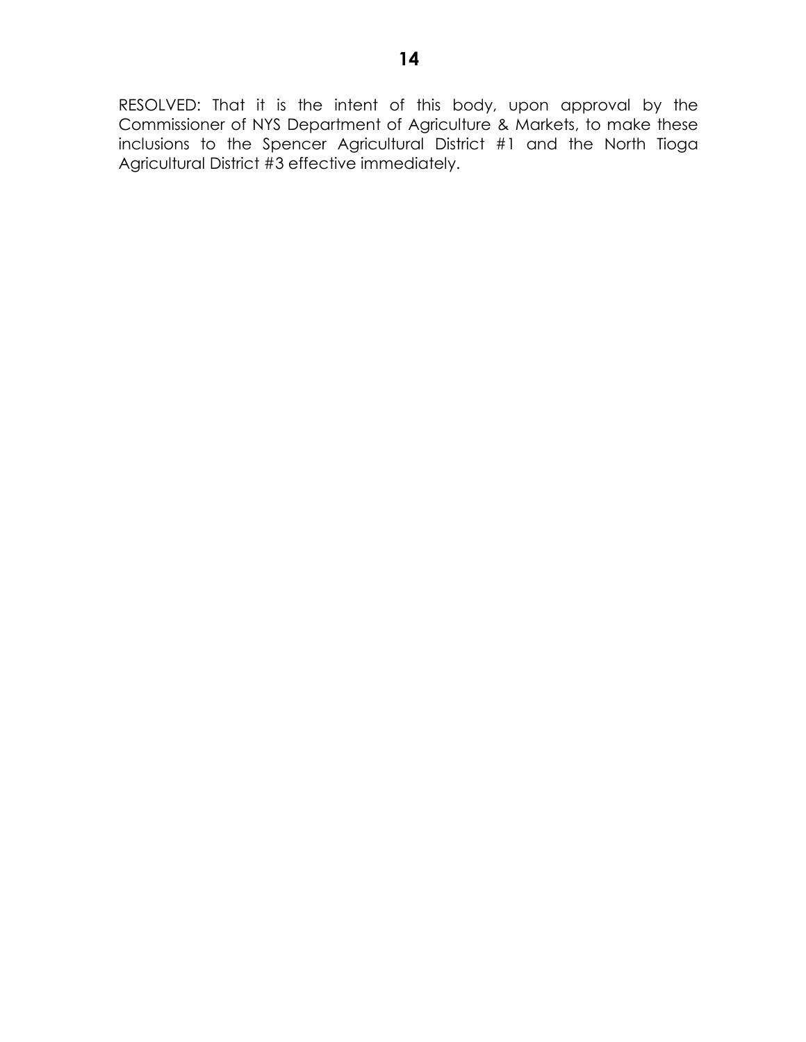RESOLVED: That it is the intent of this body, upon approval by the Commissioner of NYS Department of Agriculture & Markets, to make these inclusions to the Spencer Agricultural District #1 and the North Tioga Agricultural District #3 effective immediately.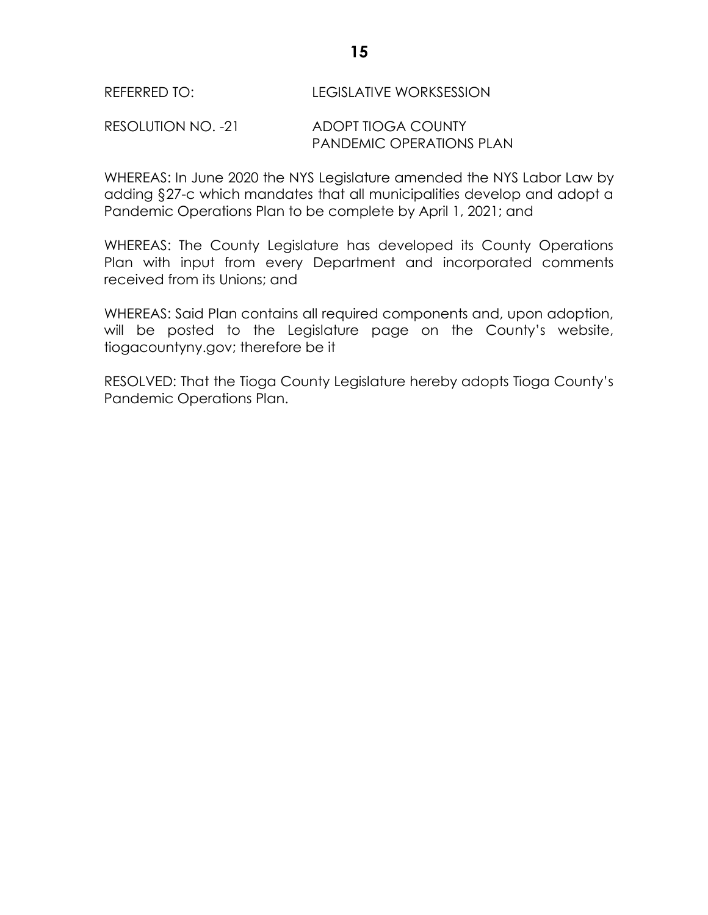REFERRED TO: LEGISLATIVE WORKSESSION

RESOLUTION NO. -21 ADOPT TIOGA COUNTY PANDEMIC OPERATIONS PLAN

WHEREAS: In June 2020 the NYS Legislature amended the NYS Labor Law by adding §27-c which mandates that all municipalities develop and adopt a Pandemic Operations Plan to be complete by April 1, 2021; and

WHEREAS: The County Legislature has developed its County Operations Plan with input from every Department and incorporated comments received from its Unions; and

WHEREAS: Said Plan contains all required components and, upon adoption, will be posted to the Legislature page on the County's website, tiogacountyny.gov; therefore be it

RESOLVED: That the Tioga County Legislature hereby adopts Tioga County's Pandemic Operations Plan.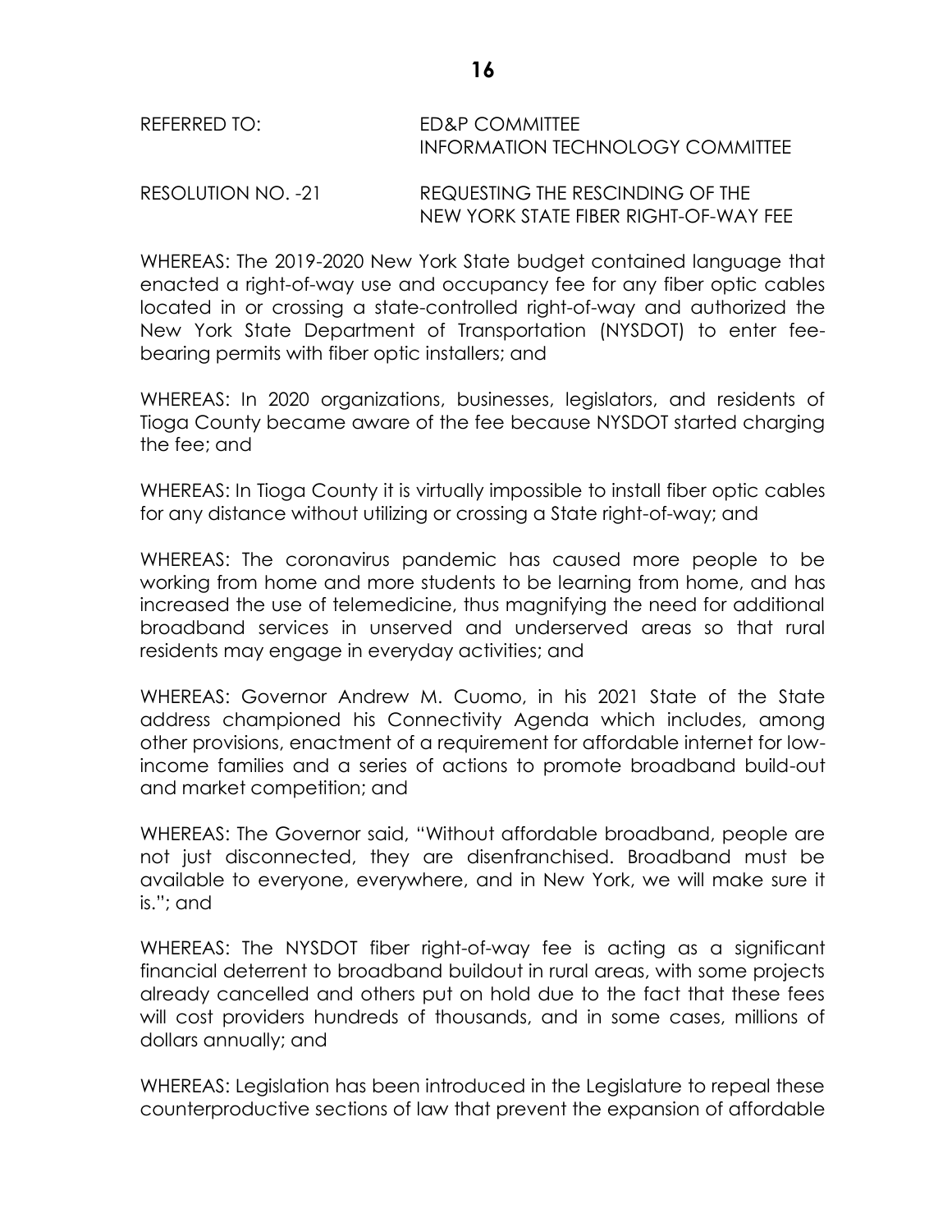REFERRED TO: ED&P COMMITTEE
INFORMATION TECHNOLOGY COMMITTEE

RESOLUTION NO. -21 REQUESTING THE RESCINDING OF THE NEW YORK STATE FIBER RIGHT-OF-WAY FEE

WHEREAS: The 2019-2020 New York State budget contained language that enacted a right-of-way use and occupancy fee for any fiber optic cables located in or crossing a state-controlled right-of-way and authorized the New York State Department of Transportation (NYSDOT) to enter fee-bearing permits with fiber optic installers; and

WHEREAS: In 2020 organizations, businesses, legislators, and residents of Tioga County became aware of the fee because NYSDOT started charging the fee; and

WHEREAS: In Tioga County it is virtually impossible to install fiber optic cables for any distance without utilizing or crossing a State right-of-way; and

WHEREAS: The coronavirus pandemic has caused more people to be working from home and more students to be learning from home, and has increased the use of telemedicine, thus magnifying the need for additional broadband services in unserved and underserved areas so that rural residents may engage in everyday activities; and

WHEREAS: Governor Andrew M. Cuomo, in his 2021 State of the State address championed his Connectivity Agenda which includes, among other provisions, enactment of a requirement for affordable internet for low-income families and a series of actions to promote broadband build-out and market competition; and

WHEREAS: The Governor said, "Without affordable broadband, people are not just disconnected, they are disenfranchised. Broadband must be available to everyone, everywhere, and in New York, we will make sure it is."; and

WHEREAS: The NYSDOT fiber right-of-way fee is acting as a significant financial deterrent to broadband buildout in rural areas, with some projects already cancelled and others put on hold due to the fact that these fees will cost providers hundreds of thousands, and in some cases, millions of dollars annually; and

WHEREAS: Legislation has been introduced in the Legislature to repeal these counterproductive sections of law that prevent the expansion of affordable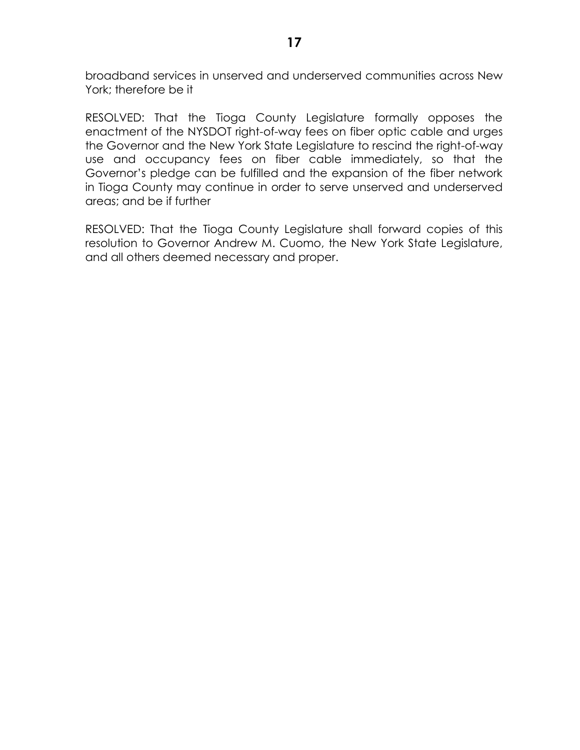broadband services in unserved and underserved communities across New York; therefore be it

RESOLVED: That the Tioga County Legislature formally opposes the enactment of the NYSDOT right-of-way fees on fiber optic cable and urges the Governor and the New York State Legislature to rescind the right-of-way use and occupancy fees on fiber cable immediately, so that the Governor's pledge can be fulfilled and the expansion of the fiber network in Tioga County may continue in order to serve unserved and underserved areas; and be if further

RESOLVED: That the Tioga County Legislature shall forward copies of this resolution to Governor Andrew M. Cuomo, the New York State Legislature, and all others deemed necessary and proper.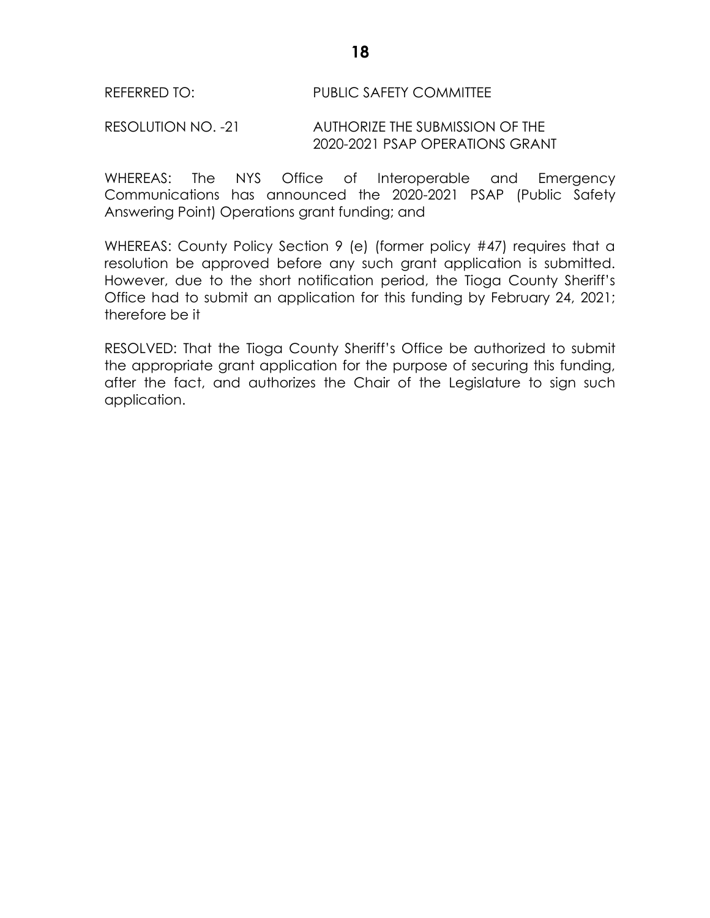REFERRED TO: PUBLIC SAFETY COMMITTEE

RESOLUTION NO. -21 AUTHORIZE THE SUBMISSION OF THE 2020-2021 PSAP OPERATIONS GRANT

WHEREAS: The NYS Office of Interoperable and Emergency Communications has announced the 2020-2021 PSAP (Public Safety Answering Point) Operations grant funding; and

WHEREAS: County Policy Section 9 (e) (former policy #47) requires that a resolution be approved before any such grant application is submitted. However, due to the short notification period, the Tioga County Sheriff's Office had to submit an application for this funding by February 24, 2021; therefore be it

RESOLVED: That the Tioga County Sheriff's Office be authorized to submit the appropriate grant application for the purpose of securing this funding, after the fact, and authorizes the Chair of the Legislature to sign such application.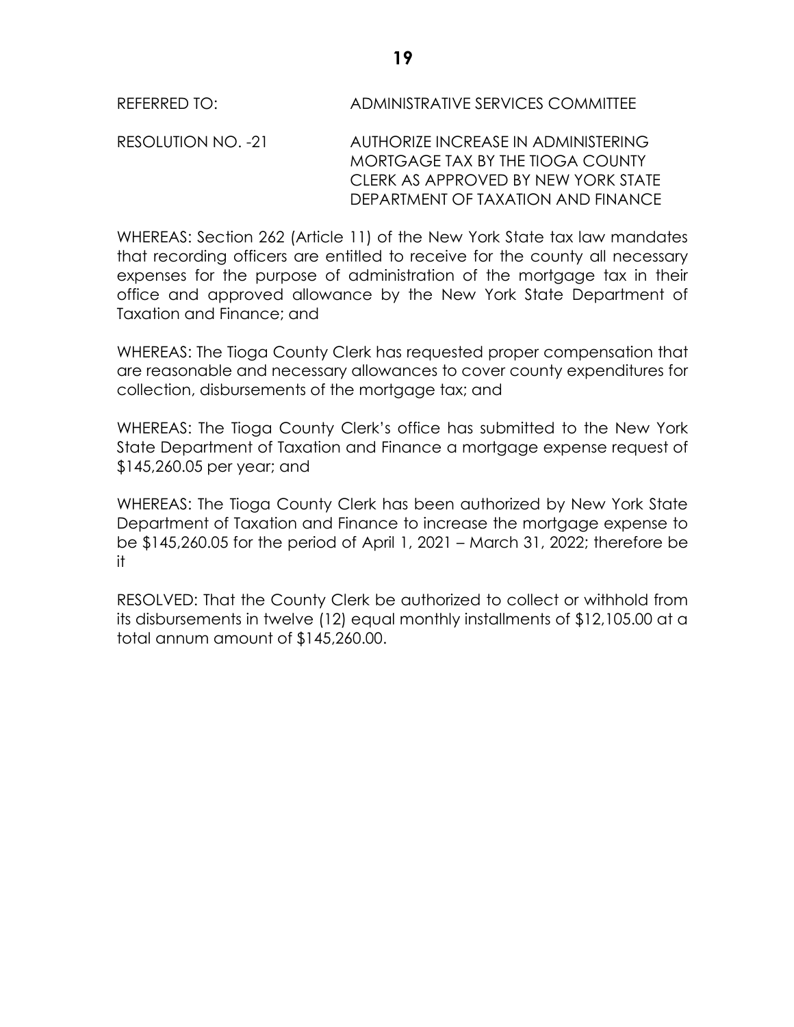REFERRED TO: ADMINISTRATIVE SERVICES COMMITTEE

RESOLUTION NO. -21 AUTHORIZE INCREASE IN ADMINISTERING MORTGAGE TAX BY THE TIOGA COUNTY CLERK AS APPROVED BY NEW YORK STATE DEPARTMENT OF TAXATION AND FINANCE

WHEREAS: Section 262 (Article 11) of the New York State tax law mandates that recording officers are entitled to receive for the county all necessary expenses for the purpose of administration of the mortgage tax in their office and approved allowance by the New York State Department of Taxation and Finance; and

WHEREAS: The Tioga County Clerk has requested proper compensation that are reasonable and necessary allowances to cover county expenditures for collection, disbursements of the mortgage tax; and

WHEREAS: The Tioga County Clerk's office has submitted to the New York State Department of Taxation and Finance a mortgage expense request of $145,260.05 per year; and

WHEREAS: The Tioga County Clerk has been authorized by New York State Department of Taxation and Finance to increase the mortgage expense to be $145,260.05 for the period of April 1, 2021 – March 31, 2022; therefore be it

RESOLVED: That the County Clerk be authorized to collect or withhold from its disbursements in twelve (12) equal monthly installments of $12,105.00 at a total annum amount of $145,260.00.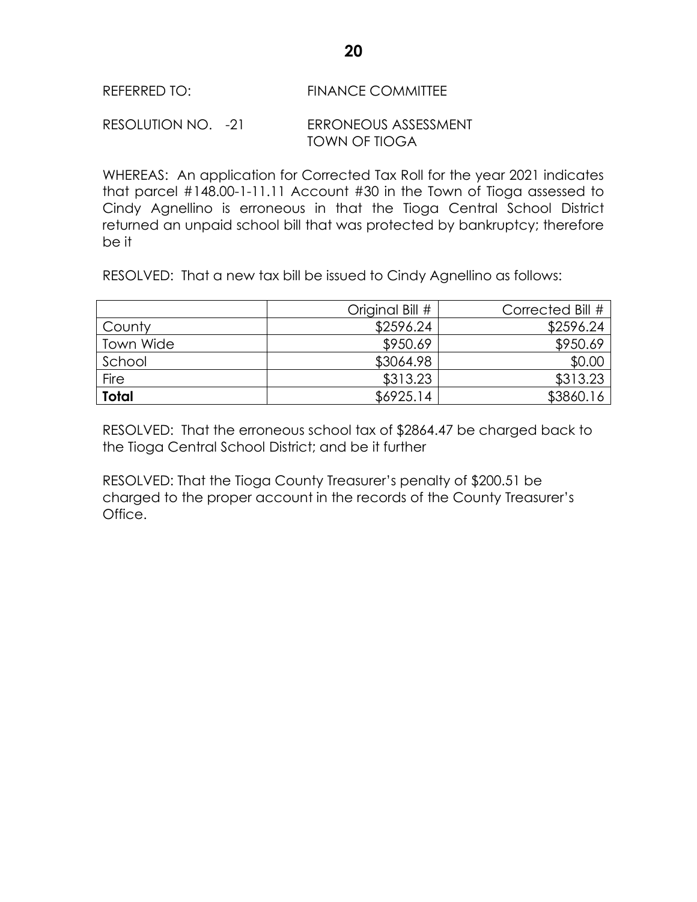REFERRED TO: FINANCE COMMITTEE

RESOLUTION NO. -21 ERRONEOUS ASSESSMENT
TOWN OF TIOGA

WHEREAS: An application for Corrected Tax Roll for the year 2021 indicates that parcel #148.00-1-11.11 Account #30 in the Town of Tioga assessed to Cindy Agnellino is erroneous in that the Tioga Central School District returned an unpaid school bill that was protected by bankruptcy; therefore be it

RESOLVED: That a new tax bill be issued to Cindy Agnellino as follows:

| | Original Bill # | Corrected Bill # |
|---|---|---|
| County | $2596.24 | $2596.24 |
| Town Wide | $950.69 | $950.69 |
| School | $3064.98 | $0.00 |
| Fire | $313.23 | $313.23 |
| **Total** | $6925.14 | $3860.16 |

RESOLVED: That the erroneous school tax of $2864.47 be charged back to the Tioga Central School District; and be it further

RESOLVED: That the Tioga County Treasurer's penalty of $200.51 be charged to the proper account in the records of the County Treasurer's Office.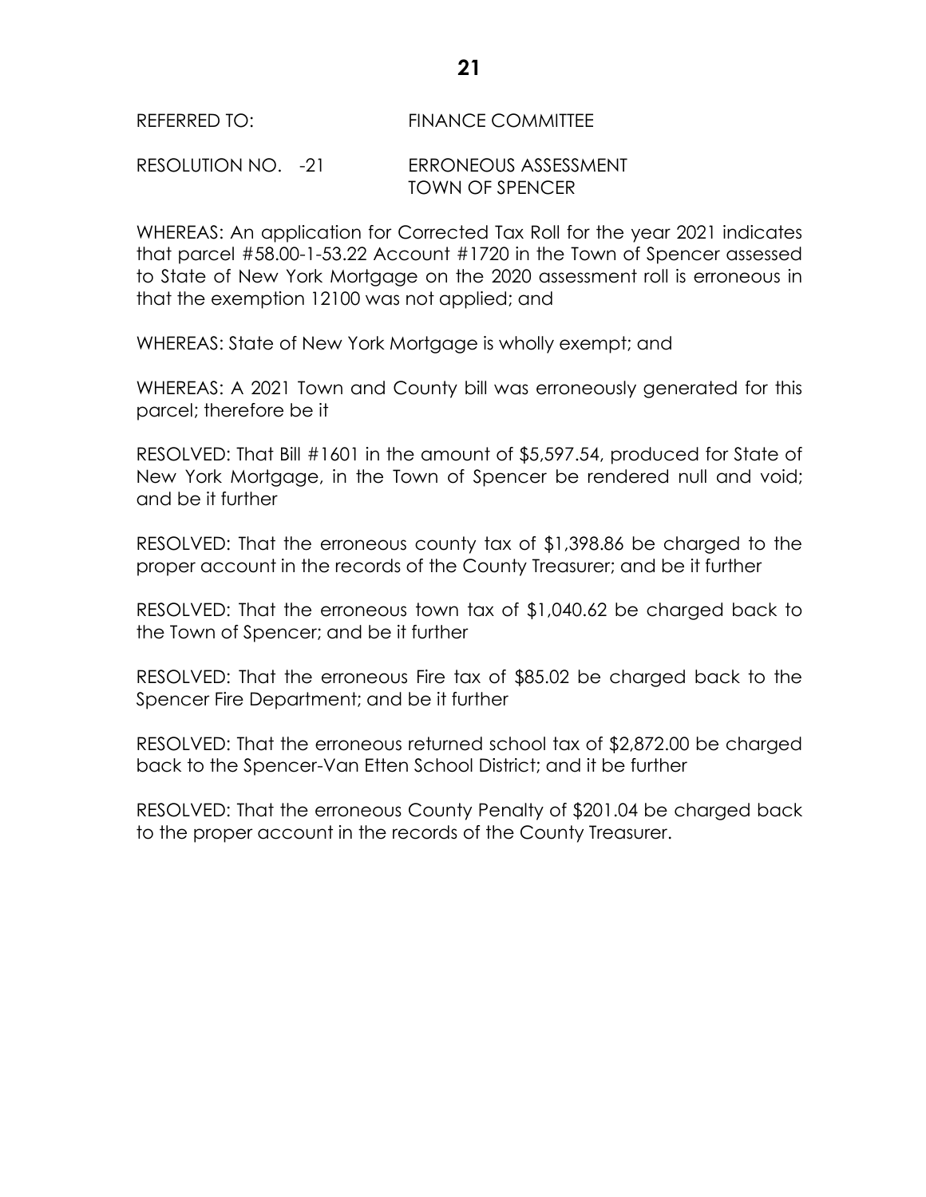REFERRED TO: FINANCE COMMITTEE

RESOLUTION NO. -21 ERRONEOUS ASSESSMENT
TOWN OF SPENCER

WHEREAS: An application for Corrected Tax Roll for the year 2021 indicates that parcel #58.00-1-53.22 Account #1720 in the Town of Spencer assessed to State of New York Mortgage on the 2020 assessment roll is erroneous in that the exemption 12100 was not applied; and

WHEREAS: State of New York Mortgage is wholly exempt; and

WHEREAS: A 2021 Town and County bill was erroneously generated for this parcel; therefore be it

RESOLVED: That Bill #1601 in the amount of $5,597.54, produced for State of New York Mortgage, in the Town of Spencer be rendered null and void; and be it further

RESOLVED: That the erroneous county tax of $1,398.86 be charged to the proper account in the records of the County Treasurer; and be it further

RESOLVED: That the erroneous town tax of $1,040.62 be charged back to the Town of Spencer; and be it further

RESOLVED: That the erroneous Fire tax of $85.02 be charged back to the Spencer Fire Department; and be it further

RESOLVED: That the erroneous returned school tax of $2,872.00 be charged back to the Spencer-Van Etten School District; and it be further

RESOLVED: That the erroneous County Penalty of $201.04 be charged back to the proper account in the records of the County Treasurer.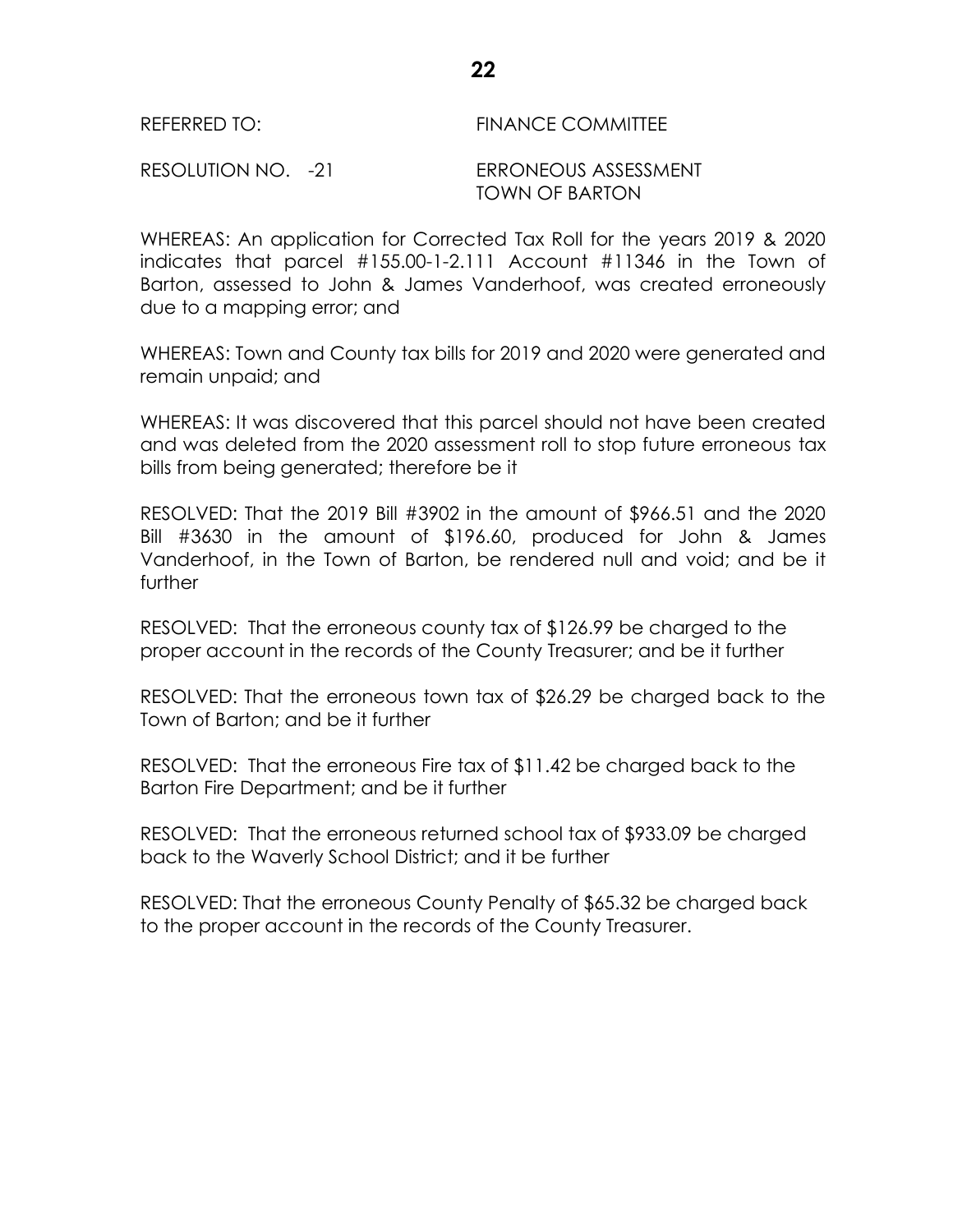REFERRED TO: FINANCE COMMITTEE

RESOLUTION NO. -21 ERRONEOUS ASSESSMENT TOWN OF BARTON

WHEREAS: An application for Corrected Tax Roll for the years 2019 & 2020 indicates that parcel #155.00-1-2.111 Account #11346 in the Town of Barton, assessed to John & James Vanderhoof, was created erroneously due to a mapping error; and

WHEREAS: Town and County tax bills for 2019 and 2020 were generated and remain unpaid; and

WHEREAS: It was discovered that this parcel should not have been created and was deleted from the 2020 assessment roll to stop future erroneous tax bills from being generated; therefore be it

RESOLVED: That the 2019 Bill #3902 in the amount of $966.51 and the 2020 Bill #3630 in the amount of $196.60, produced for John & James Vanderhoof, in the Town of Barton, be rendered null and void; and be it further

RESOLVED: That the erroneous county tax of $126.99 be charged to the proper account in the records of the County Treasurer; and be it further

RESOLVED: That the erroneous town tax of $26.29 be charged back to the Town of Barton; and be it further

RESOLVED: That the erroneous Fire tax of $11.42 be charged back to the Barton Fire Department; and be it further

RESOLVED: That the erroneous returned school tax of $933.09 be charged back to the Waverly School District; and it be further

RESOLVED: That the erroneous County Penalty of $65.32 be charged back to the proper account in the records of the County Treasurer.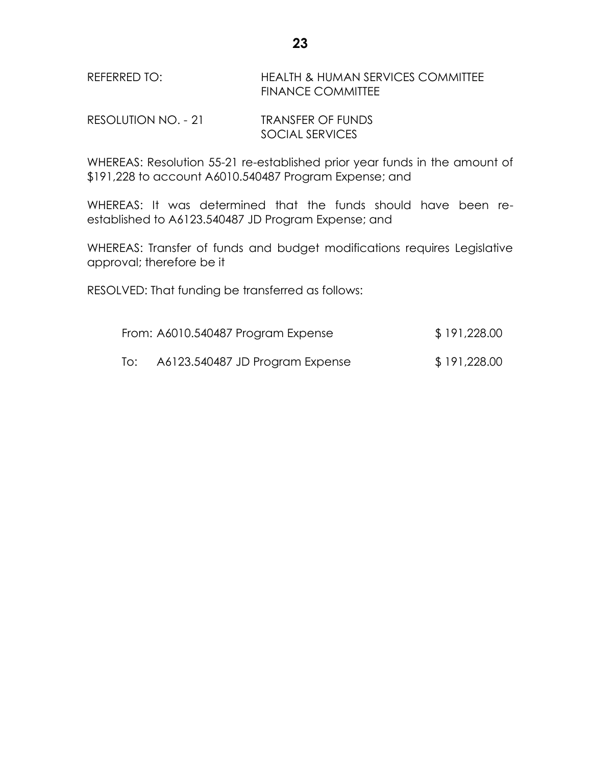REFERRED TO: HEALTH & HUMAN SERVICES COMMITTEE
FINANCE COMMITTEE

RESOLUTION NO. - 21 TRANSFER OF FUNDS
SOCIAL SERVICES

WHEREAS: Resolution 55-21 re-established prior year funds in the amount of $191,228 to account A6010.540487 Program Expense; and

WHEREAS: It was determined that the funds should have been re-established to A6123.540487 JD Program Expense; and

WHEREAS: Transfer of funds and budget modifications requires Legislative approval; therefore be it

RESOLVED: That funding be transferred as follows:

| | | |
|---|---|---|
| From: | A6010.540487 Program Expense | $ 191,228.00 |
| To: | A6123.540487 JD Program Expense | $ 191,228.00 |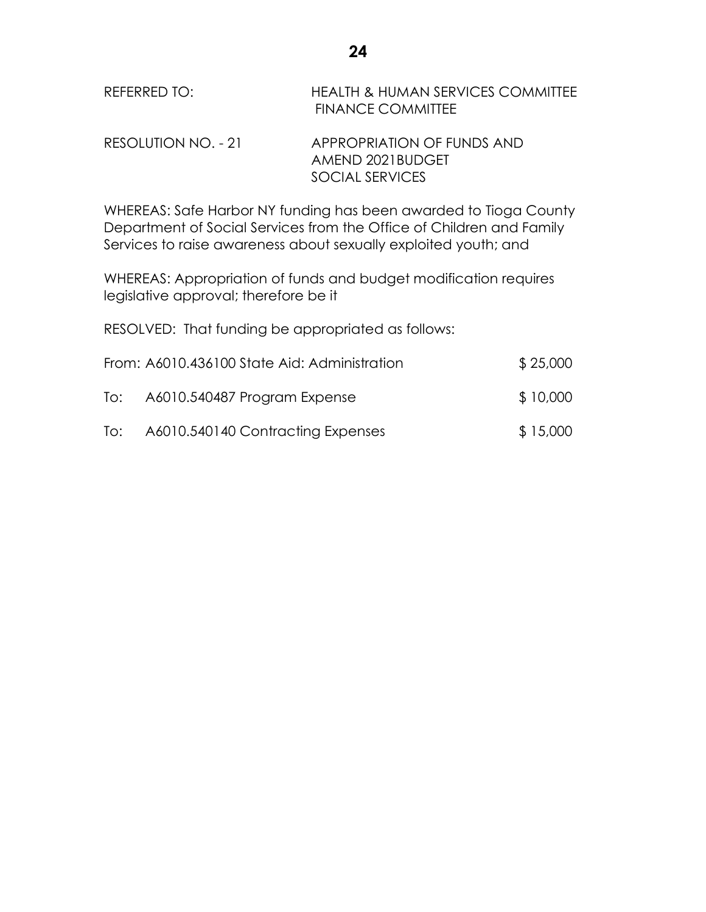REFERRED TO: HEALTH & HUMAN SERVICES COMMITTEE
FINANCE COMMITTEE

RESOLUTION NO. - 21 APPROPRIATION OF FUNDS AND
AMEND 2021BUDGET
SOCIAL SERVICES

WHEREAS: Safe Harbor NY funding has been awarded to Tioga County Department of Social Services from the Office of Children and Family Services to raise awareness about sexually exploited youth; and

WHEREAS: Appropriation of funds and budget modification requires legislative approval; therefore be it

RESOLVED: That funding be appropriated as follows:

| | | |
|---|---|---|
| From: | A6010.436100 State Aid: Administration | $ 25,000 |
| To: | A6010.540487 Program Expense | $ 10,000 |
| To: | A6010.540140 Contracting Expenses | $ 15,000 |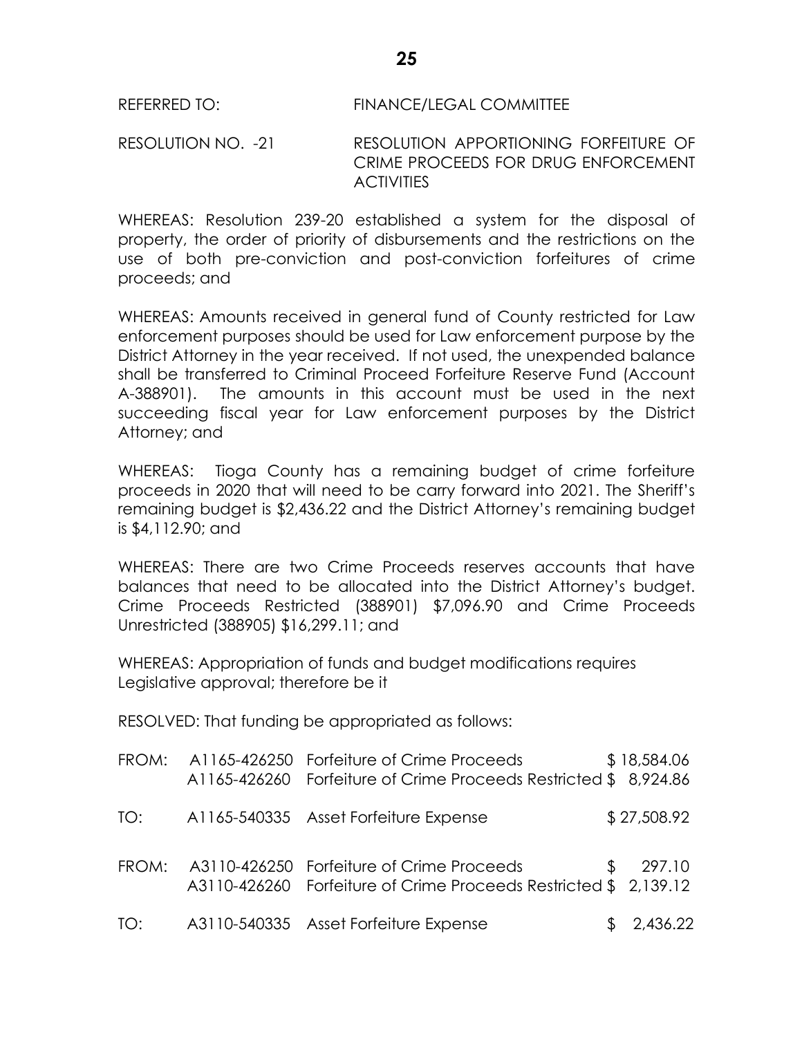REFERRED TO: FINANCE/LEGAL COMMITTEE

RESOLUTION NO. -21 RESOLUTION APPORTIONING FORFEITURE OF CRIME PROCEEDS FOR DRUG ENFORCEMENT ACTIVITIES

WHEREAS: Resolution 239-20 established a system for the disposal of property, the order of priority of disbursements and the restrictions on the use of both pre-conviction and post-conviction forfeitures of crime proceeds; and

WHEREAS: Amounts received in general fund of County restricted for Law enforcement purposes should be used for Law enforcement purpose by the District Attorney in the year received. If not used, the unexpended balance shall be transferred to Criminal Proceed Forfeiture Reserve Fund (Account A-388901). The amounts in this account must be used in the next succeeding fiscal year for Law enforcement purposes by the District Attorney; and

WHEREAS: Tioga County has a remaining budget of crime forfeiture proceeds in 2020 that will need to be carry forward into 2021. The Sheriff's remaining budget is $2,436.22 and the District Attorney's remaining budget is $4,112.90; and

WHEREAS: There are two Crime Proceeds reserves accounts that have balances that need to be allocated into the District Attorney's budget. Crime Proceeds Restricted (388901) $7,096.90 and Crime Proceeds Unrestricted (388905) $16,299.11; and

WHEREAS: Appropriation of funds and budget modifications requires Legislative approval; therefore be it

RESOLVED: That funding be appropriated as follows:

| | | | |
|---|---|---|---|
| FROM: | A1165-426250 | Forfeiture of Crime Proceeds | $ 18,584.06 |
| | A1165-426260 | Forfeiture of Crime Proceeds Restricted | $ 8,924.86 |
| TO: | A1165-540335 | Asset Forfeiture Expense | $ 27,508.92 |
| FROM: | A3110-426250 | Forfeiture of Crime Proceeds | $ 297.10 |
| | A3110-426260 | Forfeiture of Crime Proceeds Restricted | $ 2,139.12 |
| TO: | A3110-540335 | Asset Forfeiture Expense | $ 2,436.22 |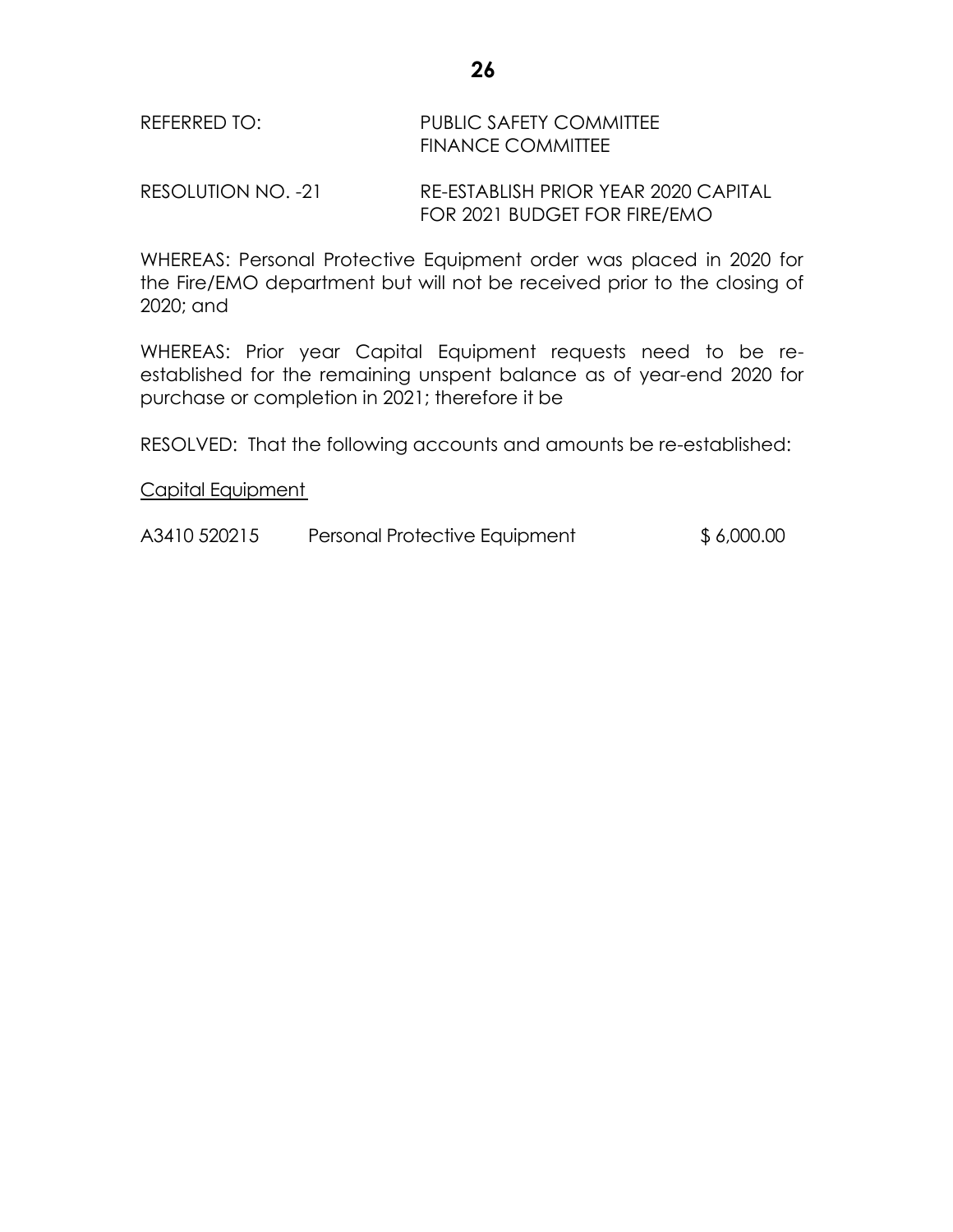| | |
|---|---|
| REFERRED TO: | PUBLIC SAFETY COMMITTEE<br>FINANCE COMMITTEE |
| RESOLUTION NO. -21 | RE-ESTABLISH PRIOR YEAR 2020 CAPITAL FOR 2021 BUDGET FOR FIRE/EMO |

WHEREAS: Personal Protective Equipment order was placed in 2020 for the Fire/EMO department but will not be received prior to the closing of 2020; and

WHEREAS: Prior year Capital Equipment requests need to be re-established for the remaining unspent balance as of year-end 2020 for purchase or completion in 2021; therefore it be

RESOLVED: That the following accounts and amounts be re-established:

<u>Capital Equipment</u>

| | | |
|---|---|---|
| A3410 520215 | Personal Protective Equipment | $ 6,000.00 |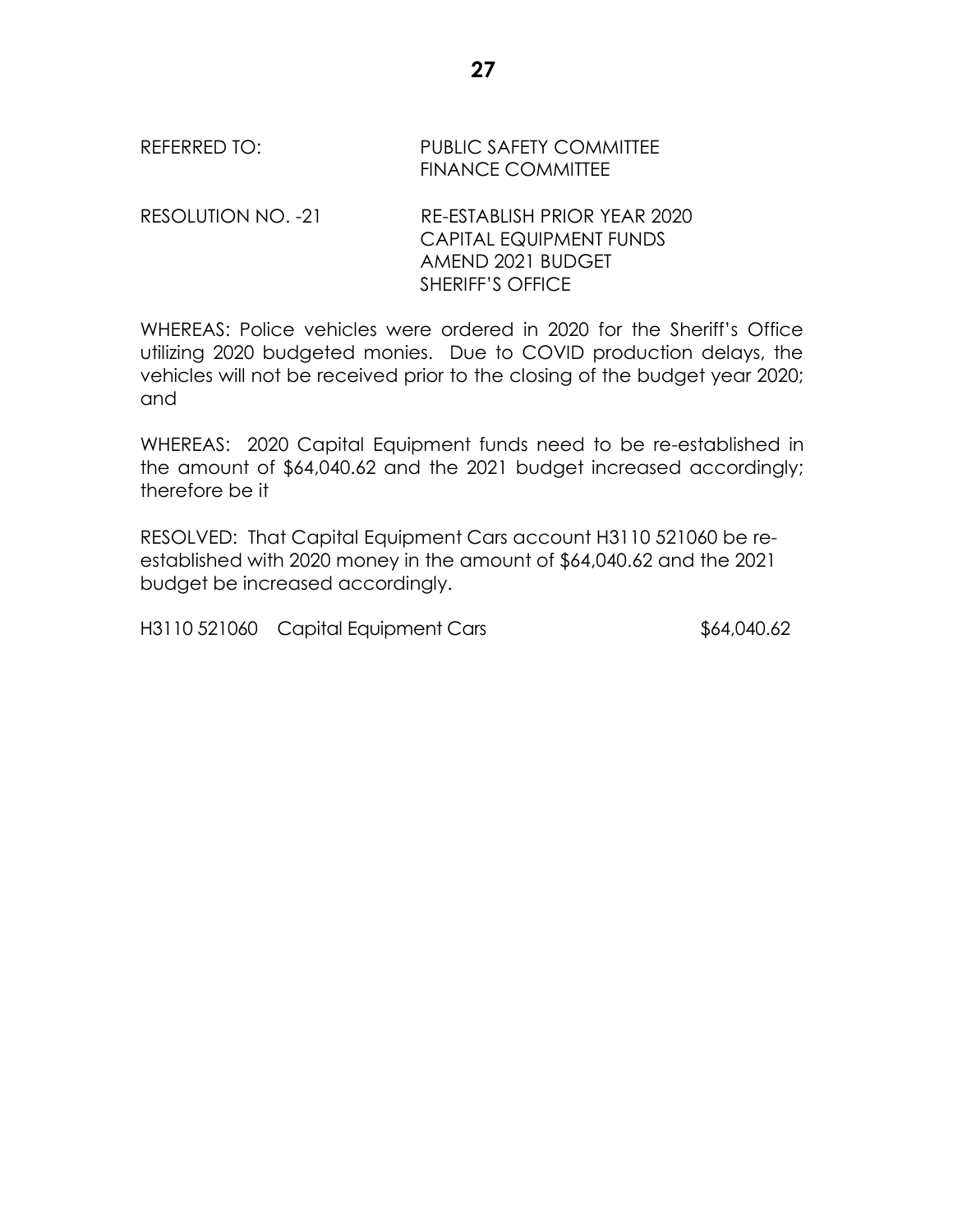REFERRED TO: PUBLIC SAFETY COMMITTEE
FINANCE COMMITTEE

RESOLUTION NO. -21 RE-ESTABLISH PRIOR YEAR 2020
CAPITAL EQUIPMENT FUNDS
AMEND 2021 BUDGET
SHERIFF'S OFFICE

WHEREAS: Police vehicles were ordered in 2020 for the Sheriff's Office utilizing 2020 budgeted monies. Due to COVID production delays, the vehicles will not be received prior to the closing of the budget year 2020; and

WHEREAS: 2020 Capital Equipment funds need to be re-established in the amount of $64,040.62 and the 2021 budget increased accordingly; therefore be it

RESOLVED: That Capital Equipment Cars account H3110 521060 be re-established with 2020 money in the amount of $64,040.62 and the 2021 budget be increased accordingly.

| | | |
|---|---|---|
| H3110 521060 | Capital Equipment Cars | $64,040.62 |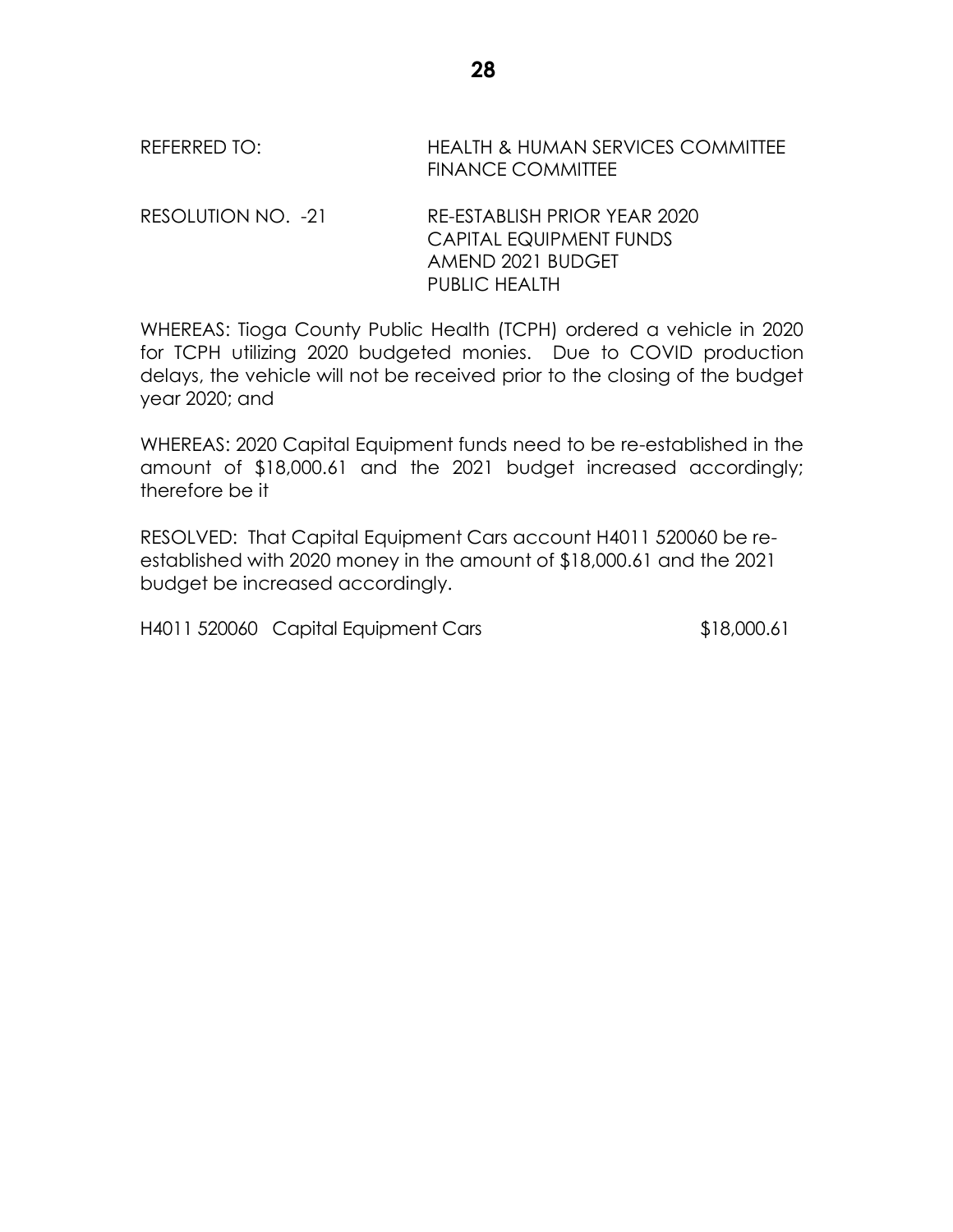REFERRED TO: HEALTH & HUMAN SERVICES COMMITTEE
FINANCE COMMITTEE

RESOLUTION NO. -21 RE-ESTABLISH PRIOR YEAR 2020
CAPITAL EQUIPMENT FUNDS
AMEND 2021 BUDGET
PUBLIC HEALTH

WHEREAS: Tioga County Public Health (TCPH) ordered a vehicle in 2020 for TCPH utilizing 2020 budgeted monies. Due to COVID production delays, the vehicle will not be received prior to the closing of the budget year 2020; and

WHEREAS: 2020 Capital Equipment funds need to be re-established in the amount of $18,000.61 and the 2021 budget increased accordingly; therefore be it

RESOLVED: That Capital Equipment Cars account H4011 520060 be re-established with 2020 money in the amount of $18,000.61 and the 2021 budget be increased accordingly.

H4011 520060 Capital Equipment Cars $18,000.61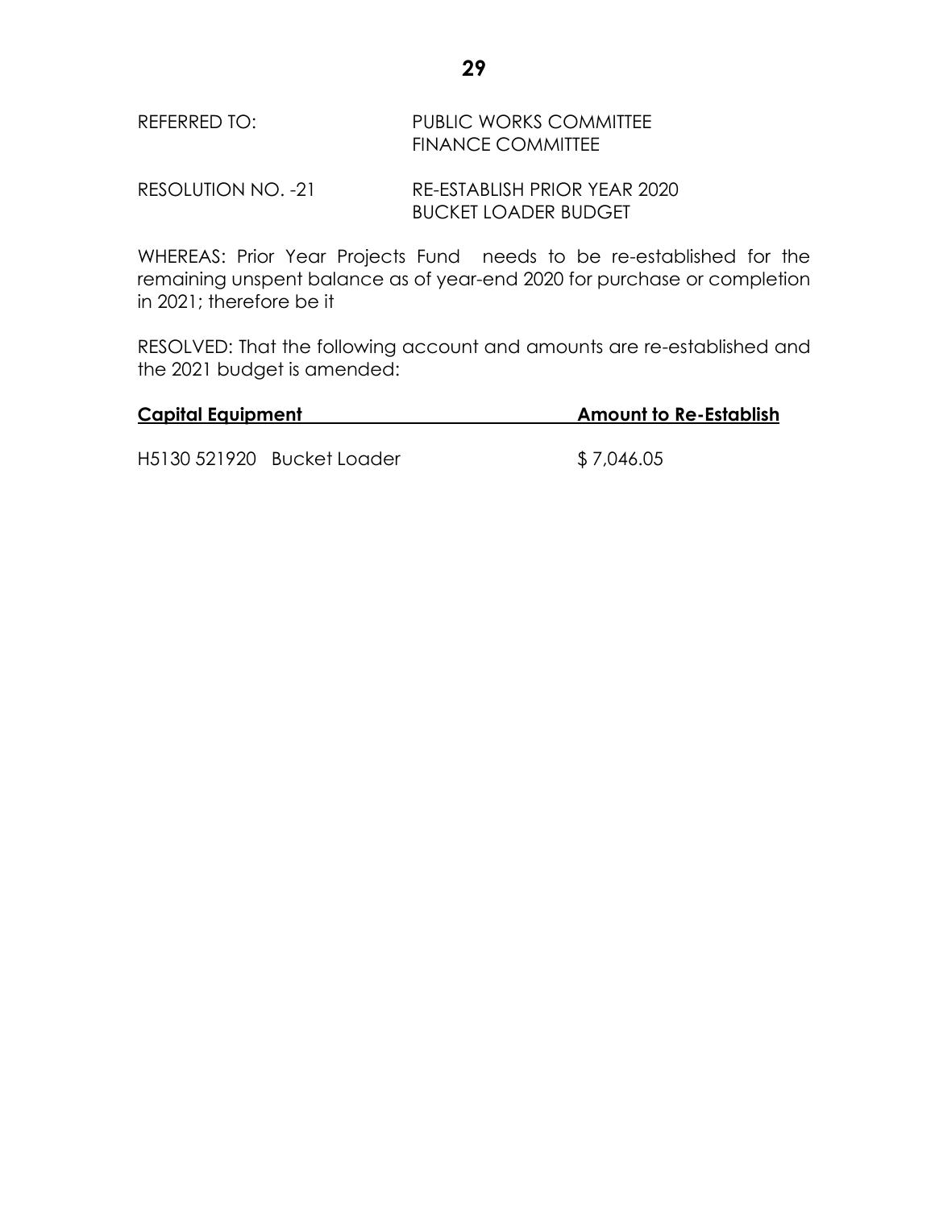REFERRED TO: PUBLIC WORKS COMMITTEE
FINANCE COMMITTEE

RESOLUTION NO. -21 RE-ESTABLISH PRIOR YEAR 2020
BUCKET LOADER BUDGET

WHEREAS: Prior Year Projects Fund needs to be re-established for the remaining unspent balance as of year-end 2020 for purchase or completion in 2021; therefore be it

RESOLVED: That the following account and amounts are re-established and the 2021 budget is amended:

| Capital Equipment | Amount to Re-Establish |
| --- | --- |
| H5130 521920 Bucket Loader | $ 7,046.05 |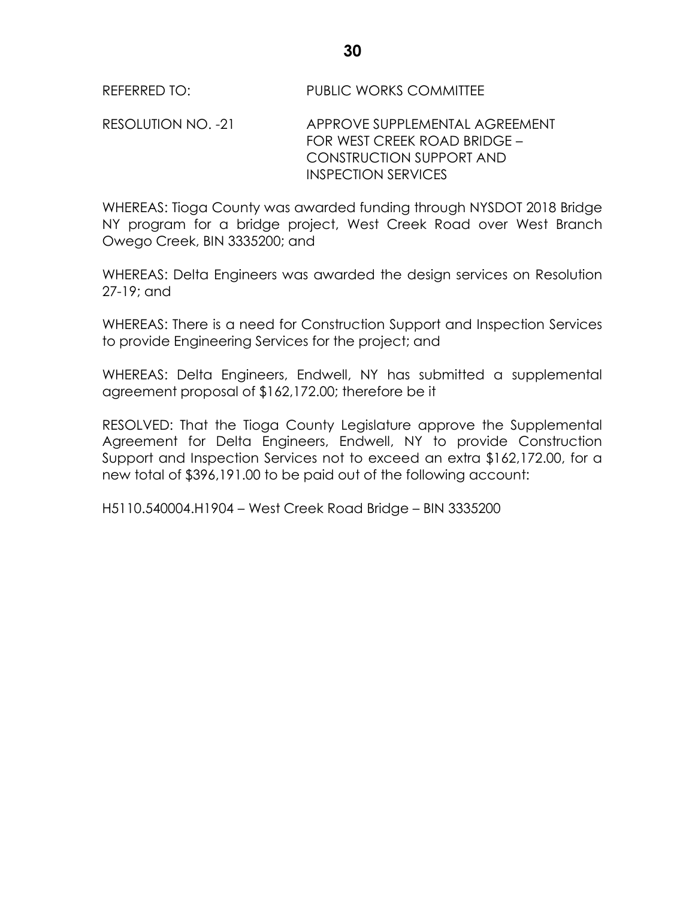REFERRED TO: PUBLIC WORKS COMMITTEE

RESOLUTION NO. -21 APPROVE SUPPLEMENTAL AGREEMENT FOR WEST CREEK ROAD BRIDGE – CONSTRUCTION SUPPORT AND INSPECTION SERVICES

WHEREAS: Tioga County was awarded funding through NYSDOT 2018 Bridge NY program for a bridge project, West Creek Road over West Branch Owego Creek, BIN 3335200; and

WHEREAS: Delta Engineers was awarded the design services on Resolution 27-19; and

WHEREAS: There is a need for Construction Support and Inspection Services to provide Engineering Services for the project; and

WHEREAS: Delta Engineers, Endwell, NY has submitted a supplemental agreement proposal of $162,172.00; therefore be it

RESOLVED: That the Tioga County Legislature approve the Supplemental Agreement for Delta Engineers, Endwell, NY to provide Construction Support and Inspection Services not to exceed an extra $162,172.00, for a new total of $396,191.00 to be paid out of the following account:

H5110.540004.H1904 – West Creek Road Bridge – BIN 3335200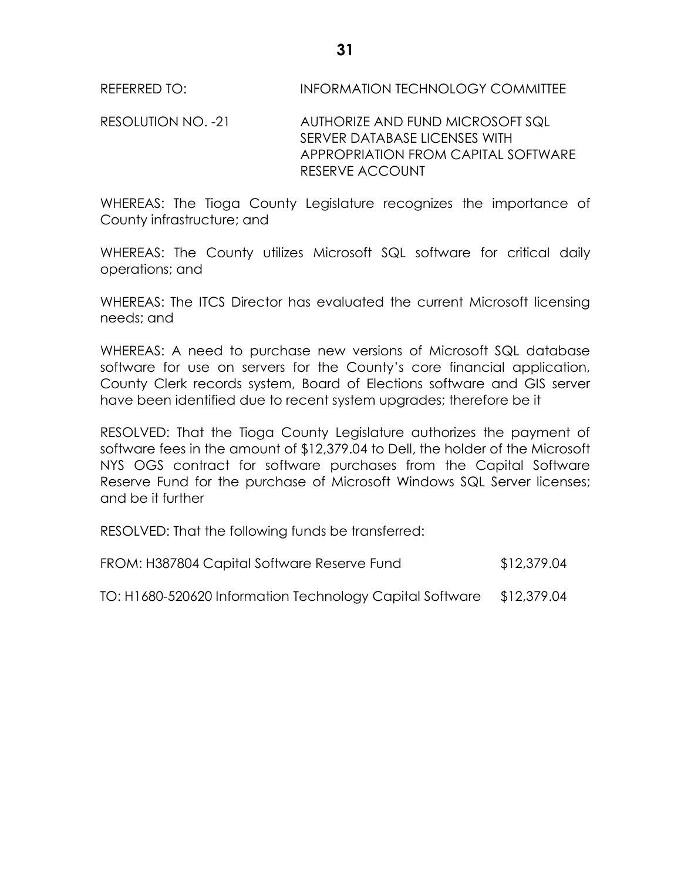REFERRED TO: INFORMATION TECHNOLOGY COMMITTEE

RESOLUTION NO. -21 AUTHORIZE AND FUND MICROSOFT SQL SERVER DATABASE LICENSES WITH APPROPRIATION FROM CAPITAL SOFTWARE RESERVE ACCOUNT

WHEREAS: The Tioga County Legislature recognizes the importance of County infrastructure; and

WHEREAS: The County utilizes Microsoft SQL software for critical daily operations; and

WHEREAS: The ITCS Director has evaluated the current Microsoft licensing needs; and

WHEREAS: A need to purchase new versions of Microsoft SQL database software for use on servers for the County's core financial application, County Clerk records system, Board of Elections software and GIS server have been identified due to recent system upgrades; therefore be it

RESOLVED: That the Tioga County Legislature authorizes the payment of software fees in the amount of $12,379.04 to Dell, the holder of the Microsoft NYS OGS contract for software purchases from the Capital Software Reserve Fund for the purchase of Microsoft Windows SQL Server licenses; and be it further

RESOLVED: That the following funds be transferred:

FROM: H387804 Capital Software Reserve Fund $12,379.04

TO: H1680-520620 Information Technology Capital Software $12,379.04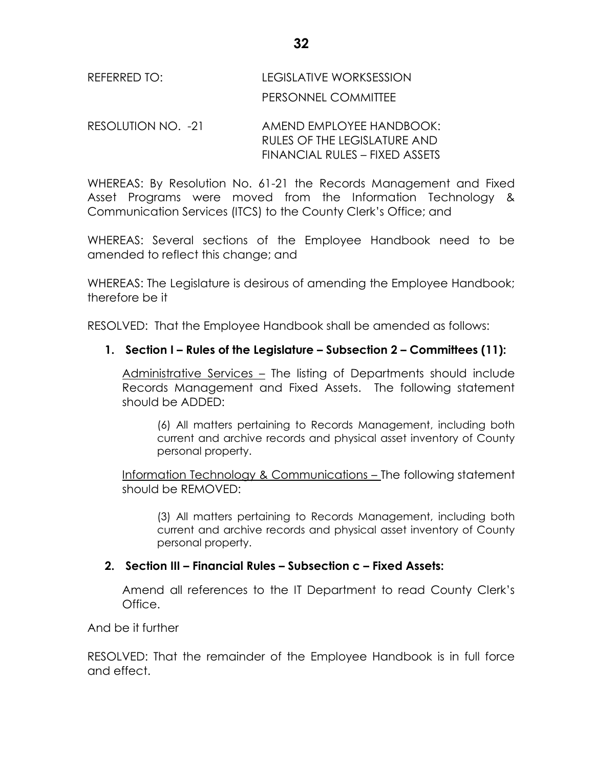REFERRED TO: LEGISLATIVE WORKSESSION

PERSONNEL COMMITTEE

RESOLUTION NO. -21 AMEND EMPLOYEE HANDBOOK: RULES OF THE LEGISLATURE AND FINANCIAL RULES – FIXED ASSETS

WHEREAS: By Resolution No. 61-21 the Records Management and Fixed Asset Programs were moved from the Information Technology & Communication Services (ITCS) to the County Clerk's Office; and

WHEREAS: Several sections of the Employee Handbook need to be amended to reflect this change; and

WHEREAS: The Legislature is desirous of amending the Employee Handbook; therefore be it

RESOLVED: That the Employee Handbook shall be amended as follows:

1. **Section I – Rules of the Legislature – Subsection 2 – Committees (11):**

   <u>Administrative Services –</u> The listing of Departments should include Records Management and Fixed Assets. The following statement should be ADDED:

   > (6) All matters pertaining to Records Management, including both current and archive records and physical asset inventory of County personal property.

   <u>Information Technology & Communications –</u> The following statement should be REMOVED:

   > (3) All matters pertaining to Records Management, including both current and archive records and physical asset inventory of County personal property.

2. **Section III – Financial Rules – Subsection c – Fixed Assets:**

   Amend all references to the IT Department to read County Clerk's Office.

And be it further

RESOLVED: That the remainder of the Employee Handbook is in full force and effect.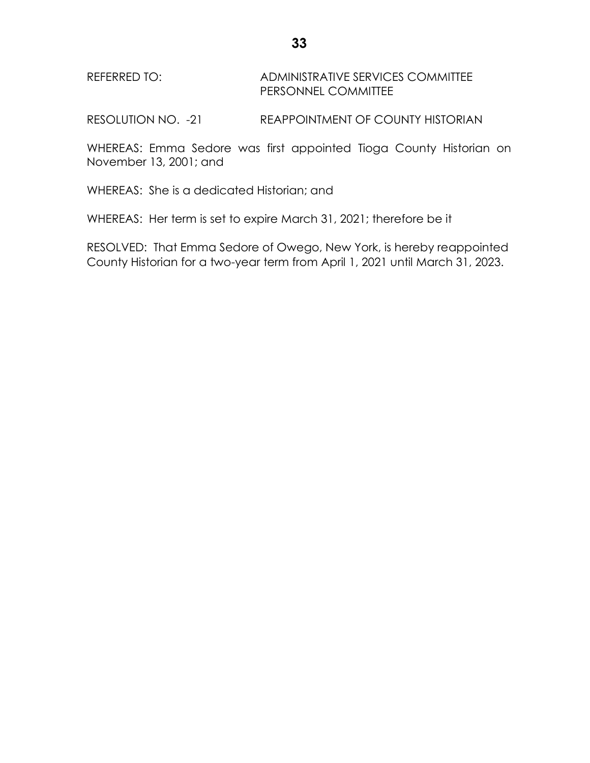REFERRED TO: ADMINISTRATIVE SERVICES COMMITTEE
PERSONNEL COMMITTEE

RESOLUTION NO. -21 REAPPOINTMENT OF COUNTY HISTORIAN

WHEREAS: Emma Sedore was first appointed Tioga County Historian on November 13, 2001; and

WHEREAS: She is a dedicated Historian; and

WHEREAS: Her term is set to expire March 31, 2021; therefore be it

RESOLVED: That Emma Sedore of Owego, New York, is hereby reappointed County Historian for a two-year term from April 1, 2021 until March 31, 2023.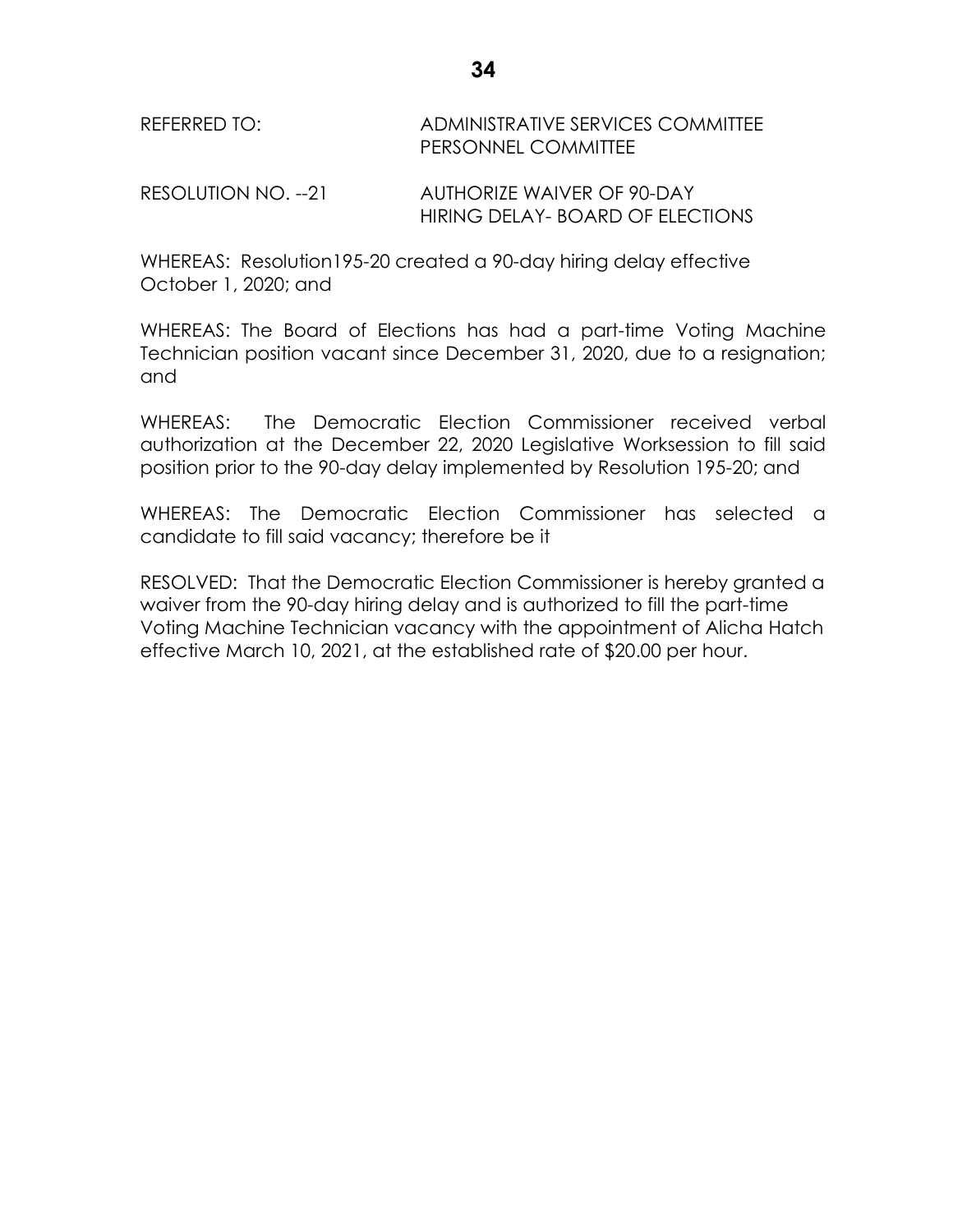REFERRED TO: ADMINISTRATIVE SERVICES COMMITTEE
PERSONNEL COMMITTEE

RESOLUTION NO. --21 AUTHORIZE WAIVER OF 90-DAY HIRING DELAY- BOARD OF ELECTIONS

WHEREAS: Resolution195-20 created a 90-day hiring delay effective October 1, 2020; and

WHEREAS: The Board of Elections has had a part-time Voting Machine Technician position vacant since December 31, 2020, due to a resignation; and

WHEREAS: The Democratic Election Commissioner received verbal authorization at the December 22, 2020 Legislative Worksession to fill said position prior to the 90-day delay implemented by Resolution 195-20; and

WHEREAS: The Democratic Election Commissioner has selected a candidate to fill said vacancy; therefore be it

RESOLVED: That the Democratic Election Commissioner is hereby granted a waiver from the 90-day hiring delay and is authorized to fill the part-time Voting Machine Technician vacancy with the appointment of Alicha Hatch effective March 10, 2021, at the established rate of $20.00 per hour.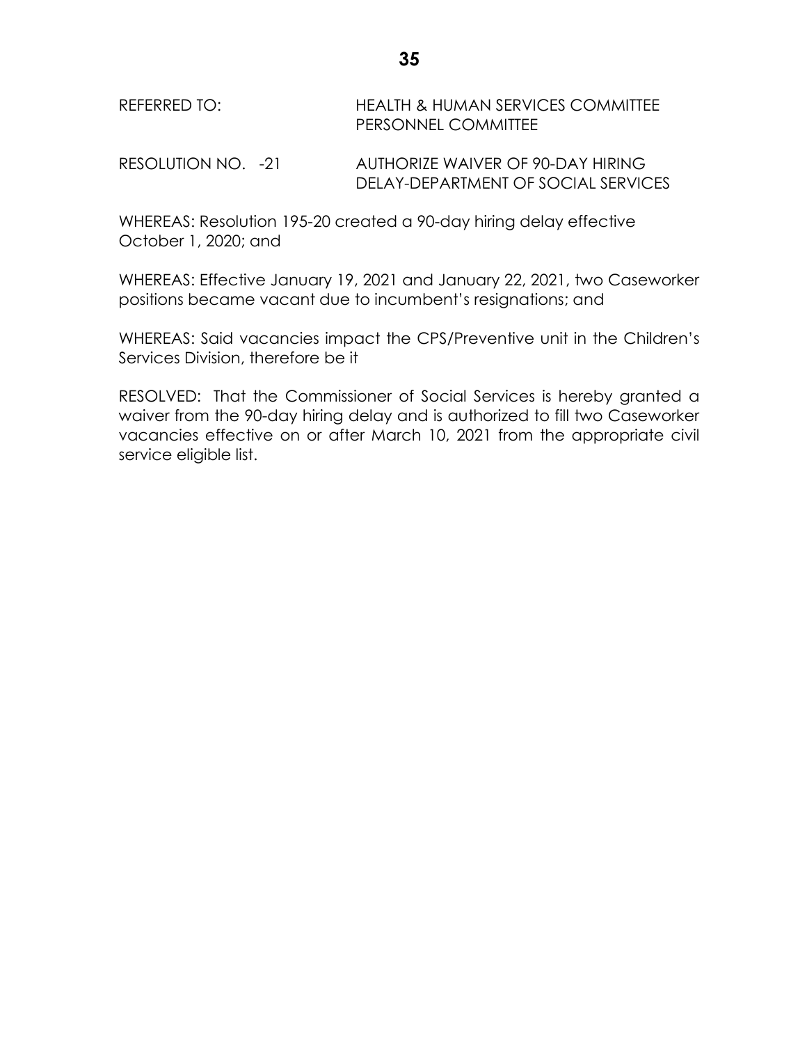REFERRED TO: HEALTH & HUMAN SERVICES COMMITTEE
PERSONNEL COMMITTEE

RESOLUTION NO. -21 AUTHORIZE WAIVER OF 90-DAY HIRING DELAY-DEPARTMENT OF SOCIAL SERVICES

WHEREAS: Resolution 195-20 created a 90-day hiring delay effective October 1, 2020; and

WHEREAS: Effective January 19, 2021 and January 22, 2021, two Caseworker positions became vacant due to incumbent's resignations; and

WHEREAS: Said vacancies impact the CPS/Preventive unit in the Children's Services Division, therefore be it

RESOLVED: That the Commissioner of Social Services is hereby granted a waiver from the 90-day hiring delay and is authorized to fill two Caseworker vacancies effective on or after March 10, 2021 from the appropriate civil service eligible list.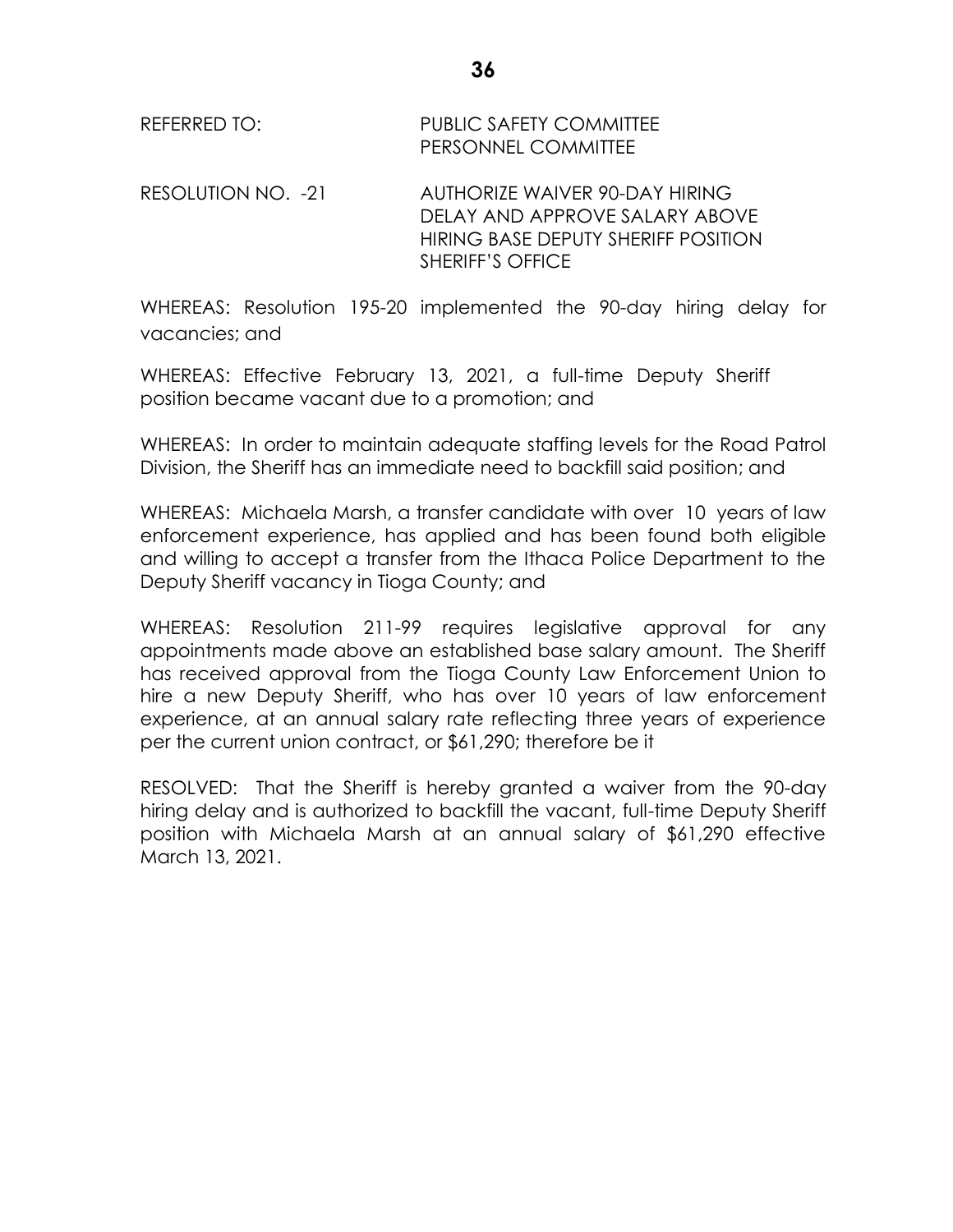REFERRED TO: PUBLIC SAFETY COMMITTEE
PERSONNEL COMMITTEE

RESOLUTION NO. -21 AUTHORIZE WAIVER 90-DAY HIRING DELAY AND APPROVE SALARY ABOVE HIRING BASE DEPUTY SHERIFF POSITION SHERIFF'S OFFICE

WHEREAS: Resolution 195-20 implemented the 90-day hiring delay for vacancies; and

WHEREAS: Effective February 13, 2021, a full-time Deputy Sheriff position became vacant due to a promotion; and

WHEREAS: In order to maintain adequate staffing levels for the Road Patrol Division, the Sheriff has an immediate need to backfill said position; and

WHEREAS: Michaela Marsh, a transfer candidate with over 10 years of law enforcement experience, has applied and has been found both eligible and willing to accept a transfer from the Ithaca Police Department to the Deputy Sheriff vacancy in Tioga County; and

WHEREAS: Resolution 211-99 requires legislative approval for any appointments made above an established base salary amount. The Sheriff has received approval from the Tioga County Law Enforcement Union to hire a new Deputy Sheriff, who has over 10 years of law enforcement experience, at an annual salary rate reflecting three years of experience per the current union contract, or $61,290; therefore be it

RESOLVED: That the Sheriff is hereby granted a waiver from the 90-day hiring delay and is authorized to backfill the vacant, full-time Deputy Sheriff position with Michaela Marsh at an annual salary of $61,290 effective March 13, 2021.